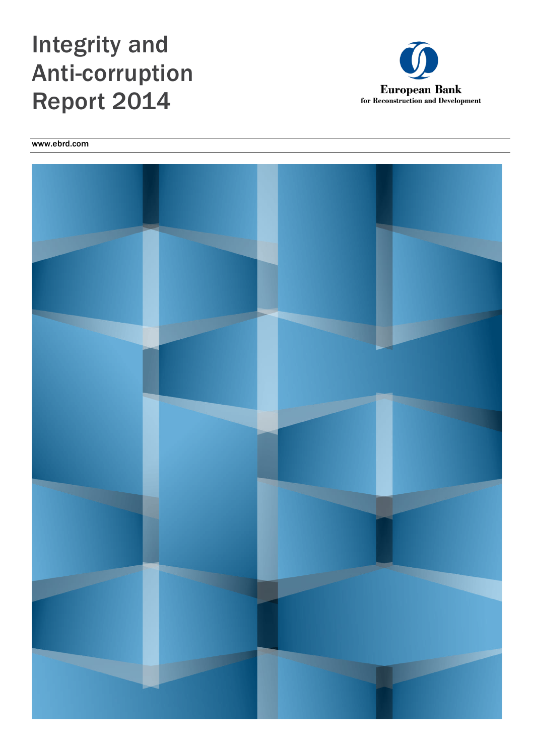# Integrity and Anti-corruption Report 2014

European Bank
for Reconstruction and Development

www.ebrd.com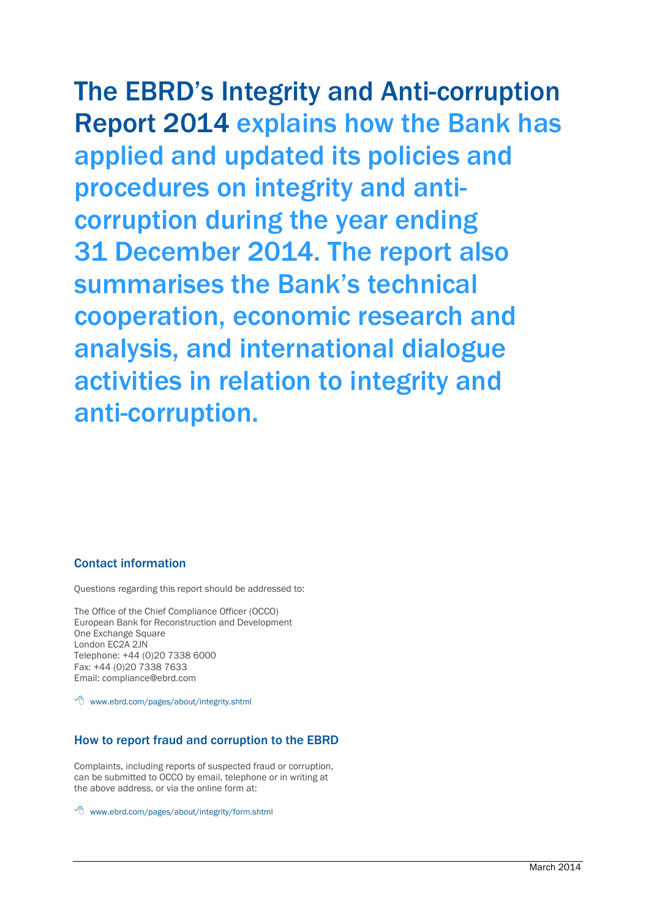**The EBRD's Integrity and Anti-corruption Report 2014** explains how the Bank has applied and updated its policies and procedures on integrity and anti-corruption during the year ending 31 December 2014. The report also summarises the Bank's technical cooperation, economic research and analysis, and international dialogue activities in relation to integrity and anti-corruption.

## Contact information

Questions regarding this report should be addressed to:

The Office of the Chief Compliance Officer (OCCO)
European Bank for Reconstruction and Development
One Exchange Square
London EC2A 2JN
Telephone: +44 (0)20 7338 6000
Fax: +44 (0)20 7338 7633
Email: compliance@ebrd.com

www.ebrd.com/pages/about/integrity.shtml

## How to report fraud and corruption to the EBRD

Complaints, including reports of suspected fraud or corruption, can be submitted to OCCO by email, telephone or in writing at the above address, or via the online form at:

www.ebrd.com/pages/about/integrity/form.shtml

March 2014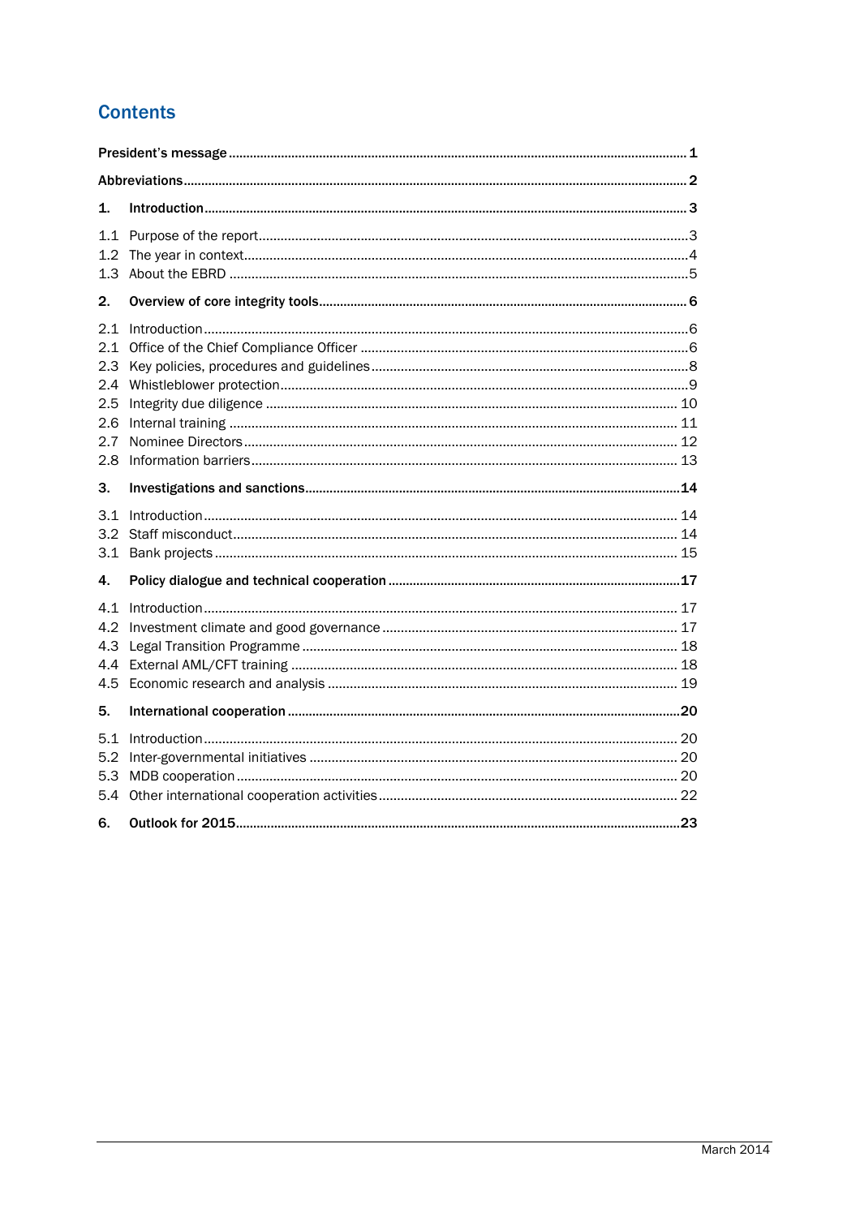## Contents

| | | |
|---|---|---|
| **President's message** | | **1** |
| **Abbreviations** | | **2** |
| **1.** | **Introduction** | **3** |
| 1.1 | Purpose of the report | 3 |
| 1.2 | The year in context | 4 |
| 1.3 | About the EBRD | 5 |
| **2.** | **Overview of core integrity tools** | **6** |
| 2.1 | Introduction | 6 |
| 2.1 | Office of the Chief Compliance Officer | 6 |
| 2.3 | Key policies, procedures and guidelines | 8 |
| 2.4 | Whistleblower protection | 9 |
| 2.5 | Integrity due diligence | 10 |
| 2.6 | Internal training | 11 |
| 2.7 | Nominee Directors | 12 |
| 2.8 | Information barriers | 13 |
| **3.** | **Investigations and sanctions** | **14** |
| 3.1 | Introduction | 14 |
| 3.2 | Staff misconduct | 14 |
| 3.1 | Bank projects | 15 |
| **4.** | **Policy dialogue and technical cooperation** | **17** |
| 4.1 | Introduction | 17 |
| 4.2 | Investment climate and good governance | 17 |
| 4.3 | Legal Transition Programme | 18 |
| 4.4 | External AML/CFT training | 18 |
| 4.5 | Economic research and analysis | 19 |
| **5.** | **International cooperation** | **20** |
| 5.1 | Introduction | 20 |
| 5.2 | Inter-governmental initiatives | 20 |
| 5.3 | MDB cooperation | 20 |
| 5.4 | Other international cooperation activities | 22 |
| **6.** | **Outlook for 2015** | **23** |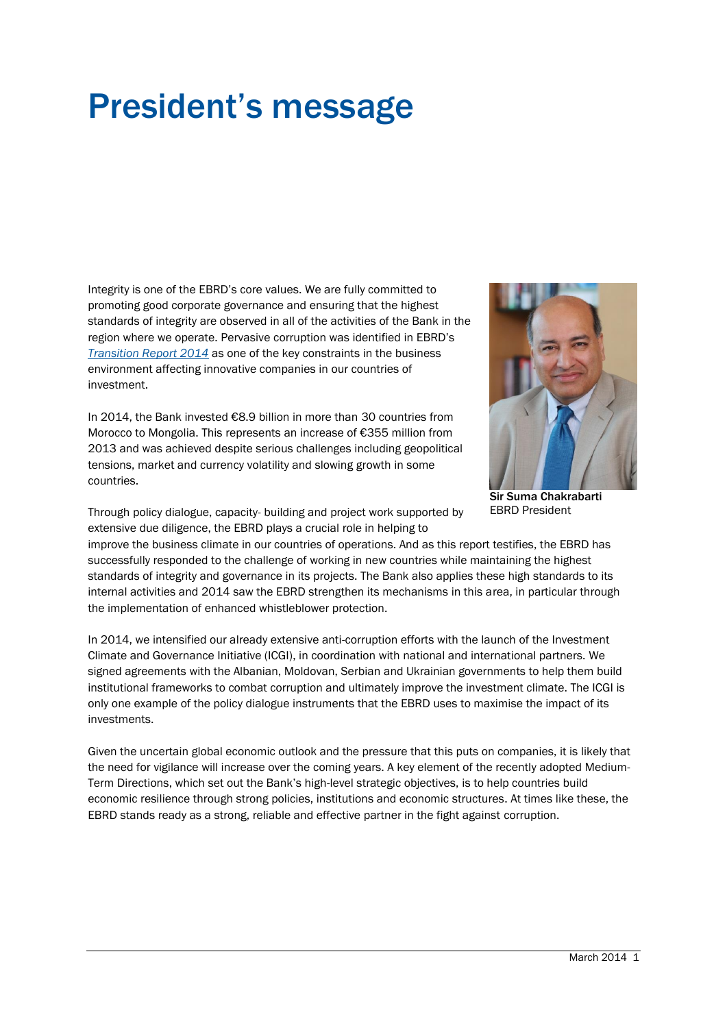# President's message

Integrity is one of the EBRD's core values. We are fully committed to promoting good corporate governance and ensuring that the highest standards of integrity are observed in all of the activities of the Bank in the region where we operate. Pervasive corruption was identified in EBRD's *Transition Report 2014* as one of the key constraints in the business environment affecting innovative companies in our countries of investment.

In 2014, the Bank invested €8.9 billion in more than 30 countries from Morocco to Mongolia. This represents an increase of €355 million from 2013 and was achieved despite serious challenges including geopolitical tensions, market and currency volatility and slowing growth in some countries.

**Sir Suma Chakrabarti**
EBRD President

Through policy dialogue, capacity- building and project work supported by extensive due diligence, the EBRD plays a crucial role in helping to improve the business climate in our countries of operations. And as this report testifies, the EBRD has successfully responded to the challenge of working in new countries while maintaining the highest standards of integrity and governance in its projects. The Bank also applies these high standards to its internal activities and 2014 saw the EBRD strengthen its mechanisms in this area, in particular through the implementation of enhanced whistleblower protection.

In 2014, we intensified our already extensive anti-corruption efforts with the launch of the Investment Climate and Governance Initiative (ICGI), in coordination with national and international partners. We signed agreements with the Albanian, Moldovan, Serbian and Ukrainian governments to help them build institutional frameworks to combat corruption and ultimately improve the investment climate. The ICGI is only one example of the policy dialogue instruments that the EBRD uses to maximise the impact of its investments.

Given the uncertain global economic outlook and the pressure that this puts on companies, it is likely that the need for vigilance will increase over the coming years. A key element of the recently adopted Medium-Term Directions, which set out the Bank's high-level strategic objectives, is to help countries build economic resilience through strong policies, institutions and economic structures. At times like these, the EBRD stands ready as a strong, reliable and effective partner in the fight against corruption.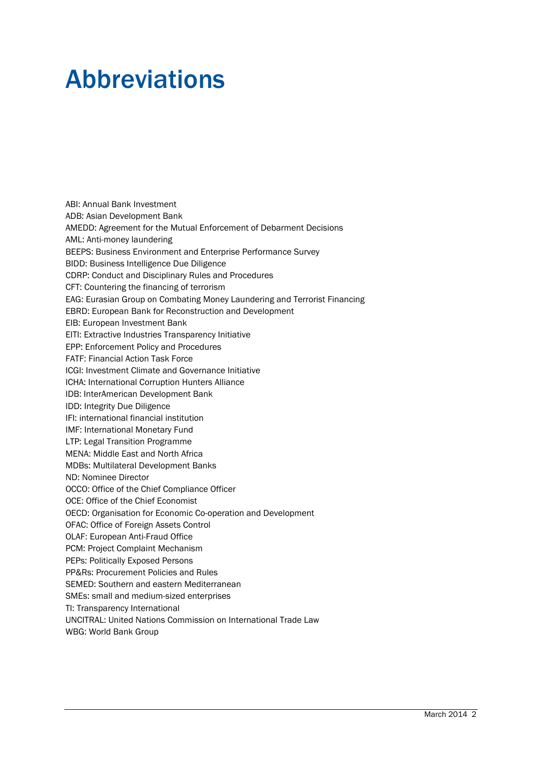# Abbreviations

ABI: Annual Bank Investment
ADB: Asian Development Bank
AMEDD: Agreement for the Mutual Enforcement of Debarment Decisions
AML: Anti-money laundering
BEEPS: Business Environment and Enterprise Performance Survey
BIDD: Business Intelligence Due Diligence
CDRP: Conduct and Disciplinary Rules and Procedures
CFT: Countering the financing of terrorism
EAG: Eurasian Group on Combating Money Laundering and Terrorist Financing
EBRD: European Bank for Reconstruction and Development
EIB: European Investment Bank
EITI: Extractive Industries Transparency Initiative
EPP: Enforcement Policy and Procedures
FATF: Financial Action Task Force
ICGI: Investment Climate and Governance Initiative
ICHA: International Corruption Hunters Alliance
IDB: InterAmerican Development Bank
IDD: Integrity Due Diligence
IFI: international financial institution
IMF: International Monetary Fund
LTP: Legal Transition Programme
MENA: Middle East and North Africa
MDBs: Multilateral Development Banks
ND: Nominee Director
OCCO: Office of the Chief Compliance Officer
OCE: Office of the Chief Economist
OECD: Organisation for Economic Co-operation and Development
OFAC: Office of Foreign Assets Control
OLAF: European Anti-Fraud Office
PCM: Project Complaint Mechanism
PEPs: Politically Exposed Persons
PP&Rs: Procurement Policies and Rules
SEMED: Southern and eastern Mediterranean
SMEs: small and medium-sized enterprises
TI: Transparency International
UNCITRAL: United Nations Commission on International Trade Law
WBG: World Bank Group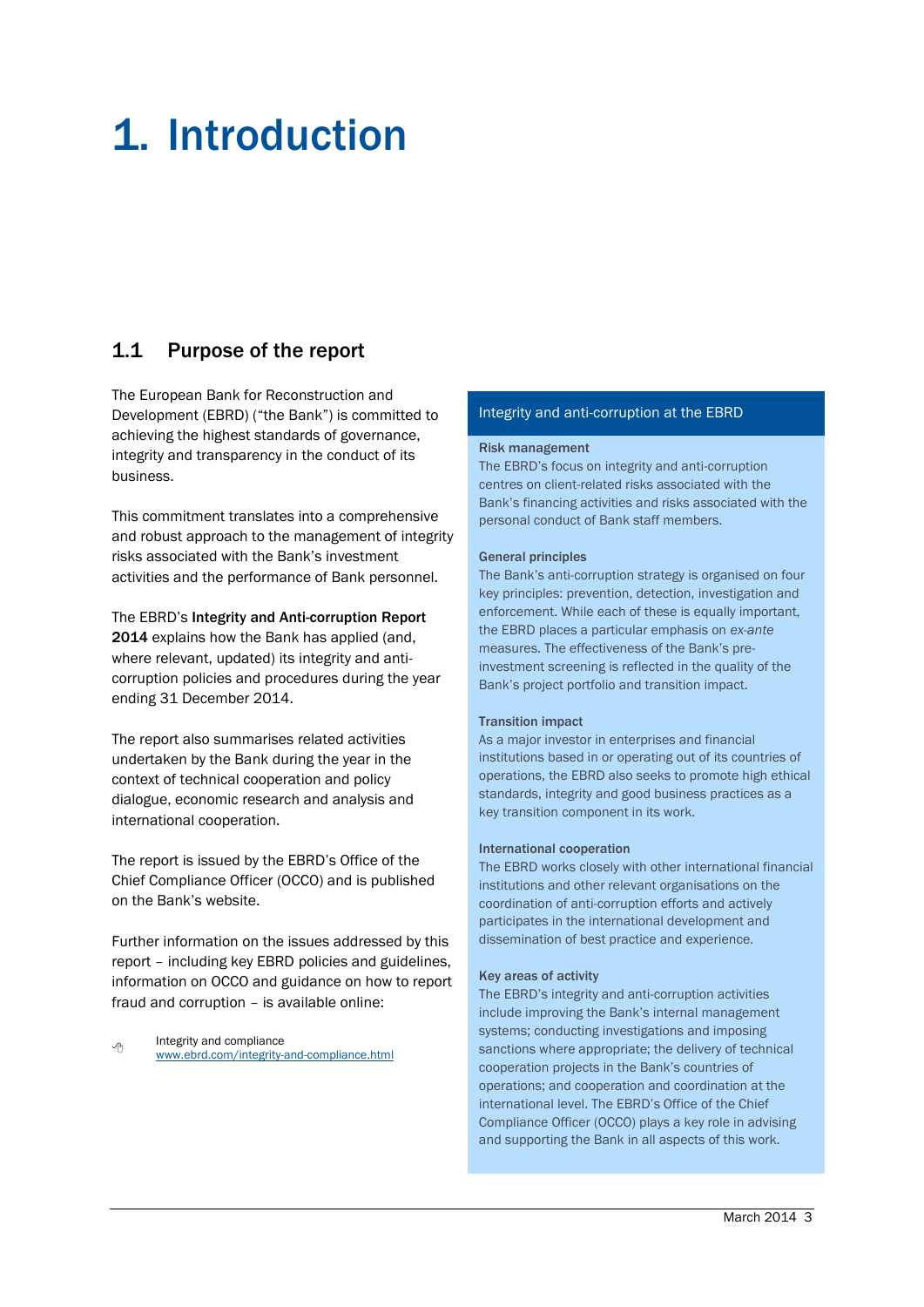# 1. Introduction

## 1.1 Purpose of the report

The European Bank for Reconstruction and Development (EBRD) ("the Bank") is committed to achieving the highest standards of governance, integrity and transparency in the conduct of its business.

This commitment translates into a comprehensive and robust approach to the management of integrity risks associated with the Bank's investment activities and the performance of Bank personnel.

The EBRD's **Integrity and Anti-corruption Report 2014** explains how the Bank has applied (and, where relevant, updated) its integrity and anti-corruption policies and procedures during the year ending 31 December 2014.

The report also summarises related activities undertaken by the Bank during the year in the context of technical cooperation and policy dialogue, economic research and analysis and international cooperation.

The report is issued by the EBRD's Office of the Chief Compliance Officer (OCCO) and is published on the Bank's website.

Further information on the issues addressed by this report – including key EBRD policies and guidelines, information on OCCO and guidance on how to report fraud and corruption – is available online:

Integrity and compliance
www.ebrd.com/integrity-and-compliance.html

### Integrity and anti-corruption at the EBRD

**Risk management**
The EBRD's focus on integrity and anti-corruption centres on client-related risks associated with the Bank's financing activities and risks associated with the personal conduct of Bank staff members.

**General principles**
The Bank's anti-corruption strategy is organised on four key principles: prevention, detection, investigation and enforcement. While each of these is equally important, the EBRD places a particular emphasis on *ex-ante* measures. The effectiveness of the Bank's pre-investment screening is reflected in the quality of the Bank's project portfolio and transition impact.

**Transition impact**
As a major investor in enterprises and financial institutions based in or operating out of its countries of operations, the EBRD also seeks to promote high ethical standards, integrity and good business practices as a key transition component in its work.

**International cooperation**
The EBRD works closely with other international financial institutions and other relevant organisations on the coordination of anti-corruption efforts and actively participates in the international development and dissemination of best practice and experience.

**Key areas of activity**
The EBRD's integrity and anti-corruption activities include improving the Bank's internal management systems; conducting investigations and imposing sanctions where appropriate; the delivery of technical cooperation projects in the Bank's countries of operations; and cooperation and coordination at the international level. The EBRD's Office of the Chief Compliance Officer (OCCO) plays a key role in advising and supporting the Bank in all aspects of this work.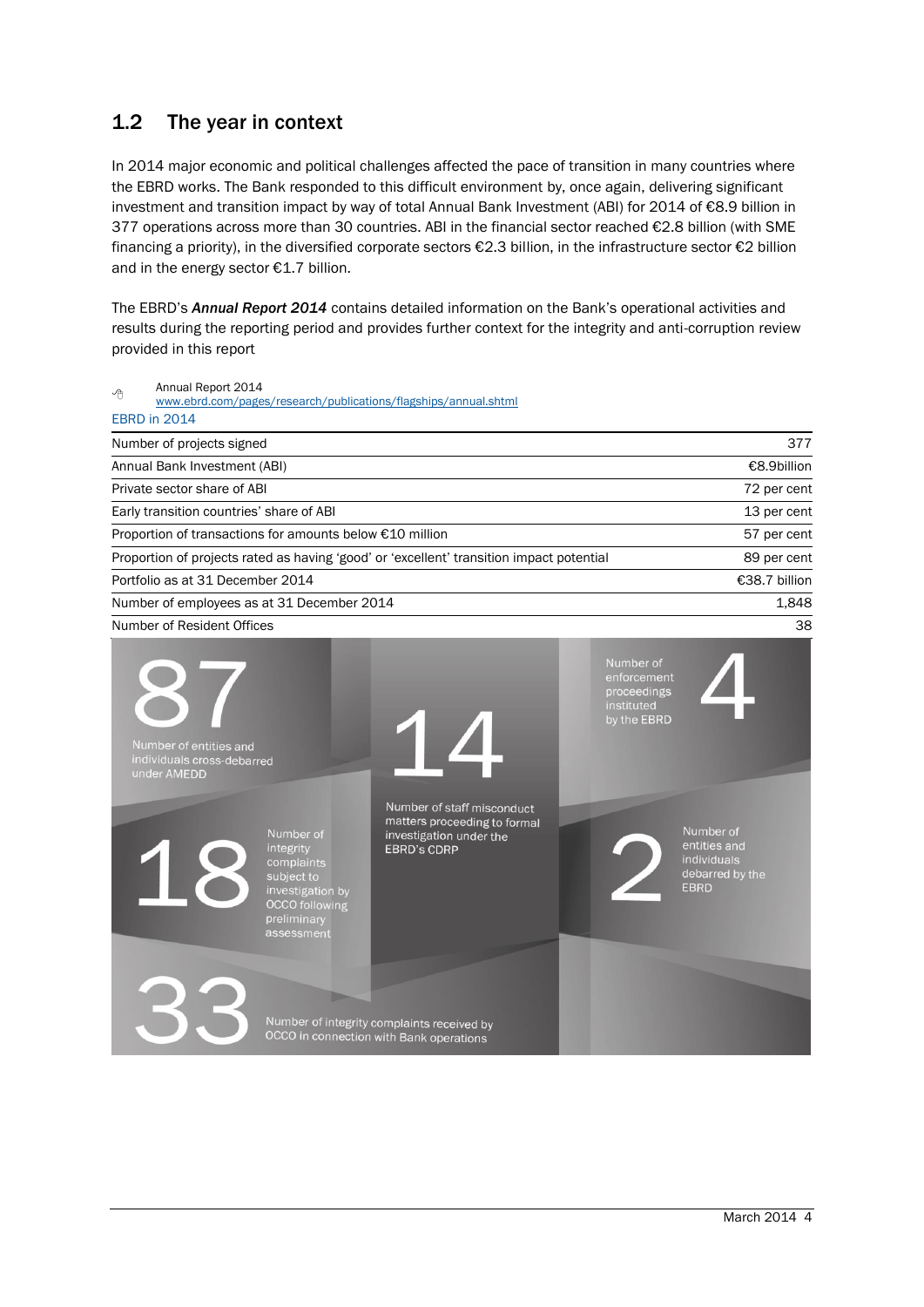## 1.2 The year in context

In 2014 major economic and political challenges affected the pace of transition in many countries where the EBRD works. The Bank responded to this difficult environment by, once again, delivering significant investment and transition impact by way of total Annual Bank Investment (ABI) for 2014 of €8.9 billion in 377 operations across more than 30 countries. ABI in the financial sector reached €2.8 billion (with SME financing a priority), in the diversified corporate sectors €2.3 billion, in the infrastructure sector €2 billion and in the energy sector €1.7 billion.

The EBRD's ***Annual Report 2014*** contains detailed information on the Bank's operational activities and results during the reporting period and provides further context for the integrity and anti-corruption review provided in this report

Annual Report 2014
www.ebrd.com/pages/research/publications/flagships/annual.shtml

EBRD in 2014

| | |
|---|---|
| Number of projects signed | 377 |
| Annual Bank Investment (ABI) | €8.9billion |
| Private sector share of ABI | 72 per cent |
| Early transition countries' share of ABI | 13 per cent |
| Proportion of transactions for amounts below €10 million | 57 per cent |
| Proportion of projects rated as having 'good' or 'excellent' transition impact potential | 89 per cent |
| Portfolio as at 31 December 2014 | €38.7 billion |
| Number of employees as at 31 December 2014 | 1,848 |
| Number of Resident Offices | 38 |

87 — Number of entities and individuals cross-debarred under AMEDD

14 — Number of staff misconduct matters proceeding to formal investigation under the EBRD's CDRP

4 — Number of enforcement proceedings instituted by the EBRD

18 — Number of integrity complaints subject to investigation by OCCO following preliminary assessment

2 — Number of entities and individuals debarred by the EBRD

33 — Number of integrity complaints received by OCCO in connection with Bank operations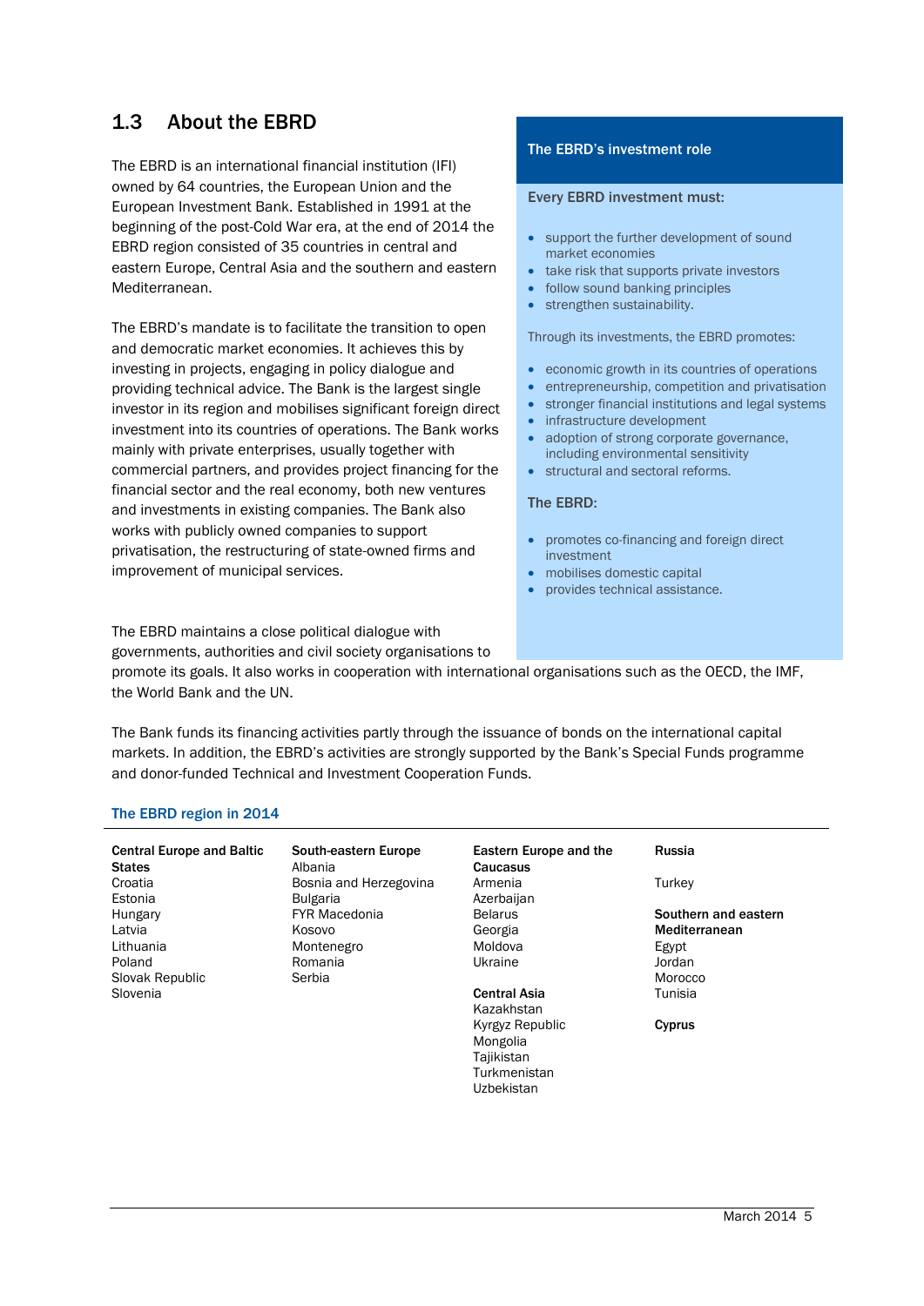## 1.3 About the EBRD

The EBRD is an international financial institution (IFI) owned by 64 countries, the European Union and the European Investment Bank. Established in 1991 at the beginning of the post-Cold War era, at the end of 2014 the EBRD region consisted of 35 countries in central and eastern Europe, Central Asia and the southern and eastern Mediterranean.

The EBRD's mandate is to facilitate the transition to open and democratic market economies. It achieves this by investing in projects, engaging in policy dialogue and providing technical advice. The Bank is the largest single investor in its region and mobilises significant foreign direct investment into its countries of operations. The Bank works mainly with private enterprises, usually together with commercial partners, and provides project financing for the financial sector and the real economy, both new ventures and investments in existing companies. The Bank also works with publicly owned companies to support privatisation, the restructuring of state-owned firms and improvement of municipal services.

The EBRD maintains a close political dialogue with governments, authorities and civil society organisations to promote its goals. It also works in cooperation with international organisations such as the OECD, the IMF, the World Bank and the UN.

The Bank funds its financing activities partly through the issuance of bonds on the international capital markets. In addition, the EBRD's activities are strongly supported by the Bank's Special Funds programme and donor-funded Technical and Investment Cooperation Funds.

### The EBRD's investment role

**Every EBRD investment must:**

- support the further development of sound market economies
- take risk that supports private investors
- follow sound banking principles
- strengthen sustainability.

Through its investments, the EBRD promotes:

- economic growth in its countries of operations
- entrepreneurship, competition and privatisation
- stronger financial institutions and legal systems
- infrastructure development
- adoption of strong corporate governance, including environmental sensitivity
- structural and sectoral reforms.

**The EBRD:**

- promotes co-financing and foreign direct investment
- mobilises domestic capital
- provides technical assistance.

### The EBRD region in 2014

**Central Europe and Baltic States**
Croatia
Estonia
Hungary
Latvia
Lithuania
Poland
Slovak Republic
Slovenia

**South-eastern Europe**
Albania
Bosnia and Herzegovina
Bulgaria
FYR Macedonia
Kosovo
Montenegro
Romania
Serbia

**Eastern Europe and the Caucasus**
Armenia
Azerbaijan
Belarus
Georgia
Moldova
Ukraine

**Central Asia**
Kazakhstan
Kyrgyz Republic
Mongolia
Tajikistan
Turkmenistan
Uzbekistan

**Russia**

Turkey

**Southern and eastern Mediterranean**
Egypt
Jordan
Morocco
Tunisia

**Cyprus**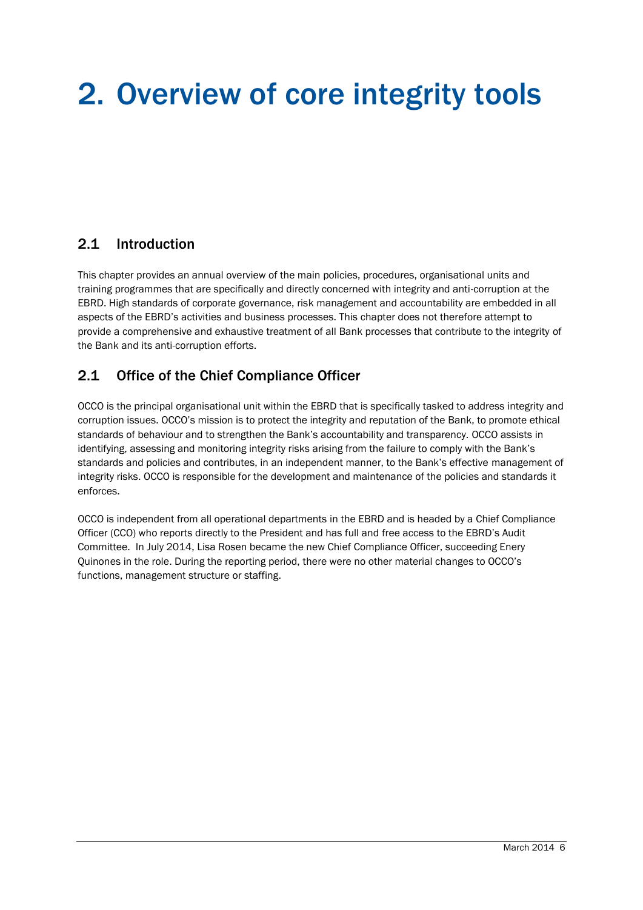# 2. Overview of core integrity tools

## 2.1 Introduction

This chapter provides an annual overview of the main policies, procedures, organisational units and training programmes that are specifically and directly concerned with integrity and anti-corruption at the EBRD. High standards of corporate governance, risk management and accountability are embedded in all aspects of the EBRD's activities and business processes. This chapter does not therefore attempt to provide a comprehensive and exhaustive treatment of all Bank processes that contribute to the integrity of the Bank and its anti-corruption efforts.

## 2.1 Office of the Chief Compliance Officer

OCCO is the principal organisational unit within the EBRD that is specifically tasked to address integrity and corruption issues. OCCO's mission is to protect the integrity and reputation of the Bank, to promote ethical standards of behaviour and to strengthen the Bank's accountability and transparency. OCCO assists in identifying, assessing and monitoring integrity risks arising from the failure to comply with the Bank's standards and policies and contributes, in an independent manner, to the Bank's effective management of integrity risks. OCCO is responsible for the development and maintenance of the policies and standards it enforces.

OCCO is independent from all operational departments in the EBRD and is headed by a Chief Compliance Officer (CCO) who reports directly to the President and has full and free access to the EBRD's Audit Committee. In July 2014, Lisa Rosen became the new Chief Compliance Officer, succeeding Enery Quinones in the role. During the reporting period, there were no other material changes to OCCO's functions, management structure or staffing.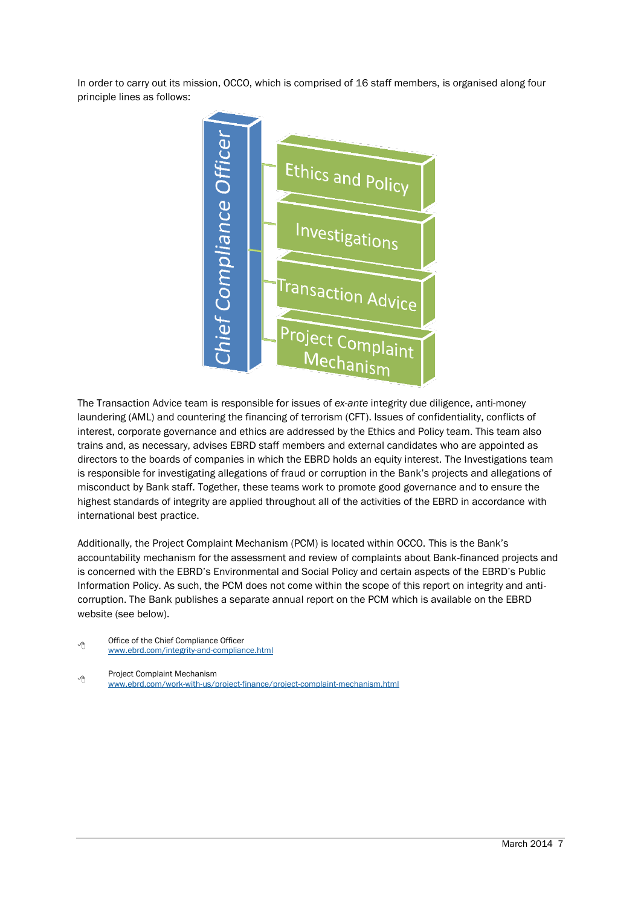In order to carry out its mission, OCCO, which is comprised of 16 staff members, is organised along four principle lines as follows:

- Chief Compliance Officer
  - Ethics and Policy
  - Investigations
  - Transaction Advice
  - Project Complaint Mechanism

The Transaction Advice team is responsible for issues of *ex-ante* integrity due diligence, anti-money laundering (AML) and countering the financing of terrorism (CFT). Issues of confidentiality, conflicts of interest, corporate governance and ethics are addressed by the Ethics and Policy team. This team also trains and, as necessary, advises EBRD staff members and external candidates who are appointed as directors to the boards of companies in which the EBRD holds an equity interest. The Investigations team is responsible for investigating allegations of fraud or corruption in the Bank's projects and allegations of misconduct by Bank staff. Together, these teams work to promote good governance and to ensure the highest standards of integrity are applied throughout all of the activities of the EBRD in accordance with international best practice.

Additionally, the Project Complaint Mechanism (PCM) is located within OCCO. This is the Bank's accountability mechanism for the assessment and review of complaints about Bank-financed projects and is concerned with the EBRD's Environmental and Social Policy and certain aspects of the EBRD's Public Information Policy. As such, the PCM does not come within the scope of this report on integrity and anti-corruption. The Bank publishes a separate annual report on the PCM which is available on the EBRD website (see below).

Office of the Chief Compliance Officer
www.ebrd.com/integrity-and-compliance.html

Project Complaint Mechanism
www.ebrd.com/work-with-us/project-finance/project-complaint-mechanism.html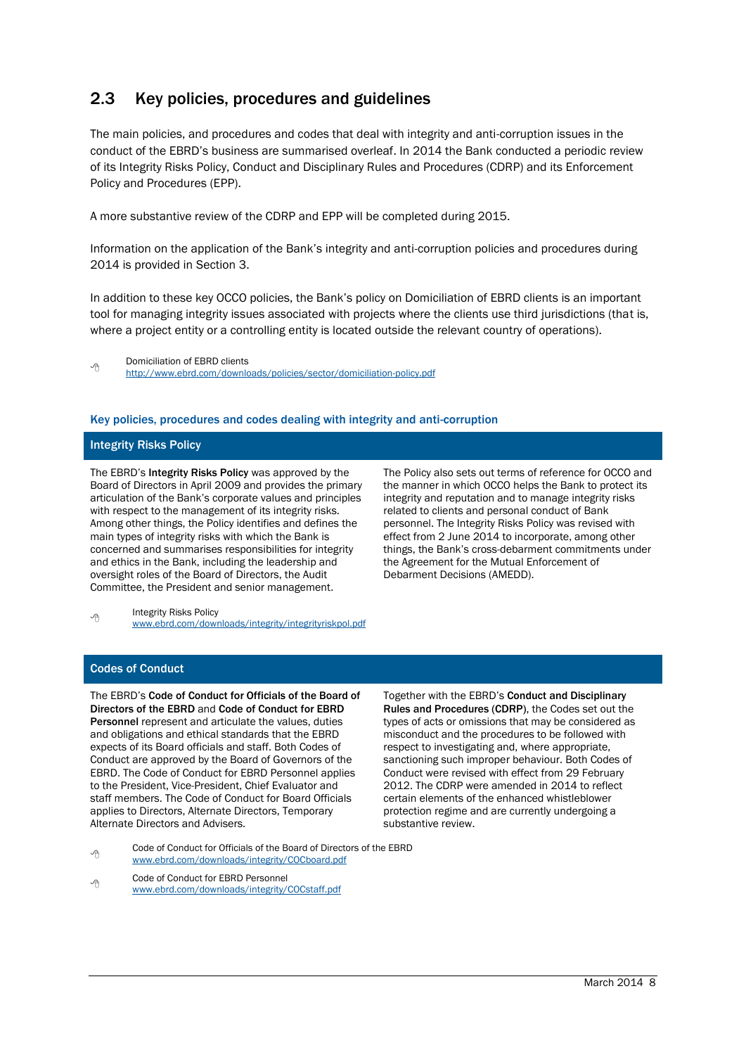## 2.3 Key policies, procedures and guidelines

The main policies, and procedures and codes that deal with integrity and anti-corruption issues in the conduct of the EBRD's business are summarised overleaf. In 2014 the Bank conducted a periodic review of its Integrity Risks Policy, Conduct and Disciplinary Rules and Procedures (CDRP) and its Enforcement Policy and Procedures (EPP).

A more substantive review of the CDRP and EPP will be completed during 2015.

Information on the application of the Bank's integrity and anti-corruption policies and procedures during 2014 is provided in Section 3.

In addition to these key OCCO policies, the Bank's policy on Domiciliation of EBRD clients is an important tool for managing integrity issues associated with projects where the clients use third jurisdictions (that is, where a project entity or a controlling entity is located outside the relevant country of operations).

Domiciliation of EBRD clients
http://www.ebrd.com/downloads/policies/sector/domiciliation-policy.pdf

### Key policies, procedures and codes dealing with integrity and anti-corruption

#### Integrity Risks Policy

The EBRD's **Integrity Risks Policy** was approved by the Board of Directors in April 2009 and provides the primary articulation of the Bank's corporate values and principles with respect to the management of its integrity risks. Among other things, the Policy identifies and defines the main types of integrity risks with which the Bank is concerned and summarises responsibilities for integrity and ethics in the Bank, including the leadership and oversight roles of the Board of Directors, the Audit Committee, the President and senior management.

The Policy also sets out terms of reference for OCCO and the manner in which OCCO helps the Bank to protect its integrity and reputation and to manage integrity risks related to clients and personal conduct of Bank personnel. The Integrity Risks Policy was revised with effect from 2 June 2014 to incorporate, among other things, the Bank's cross-debarment commitments under the Agreement for the Mutual Enforcement of Debarment Decisions (AMEDD).

Integrity Risks Policy
www.ebrd.com/downloads/integrity/integrityriskpol.pdf

#### Codes of Conduct

The EBRD's **Code of Conduct for Officials of the Board of Directors of the EBRD** and **Code of Conduct for EBRD Personnel** represent and articulate the values, duties and obligations and ethical standards that the EBRD expects of its Board officials and staff. Both Codes of Conduct are approved by the Board of Governors of the EBRD. The Code of Conduct for EBRD Personnel applies to the President, Vice-President, Chief Evaluator and staff members. The Code of Conduct for Board Officials applies to Directors, Alternate Directors, Temporary Alternate Directors and Advisers.

Together with the EBRD's **Conduct and Disciplinary Rules and Procedures (CDRP)**, the Codes set out the types of acts or omissions that may be considered as misconduct and the procedures to be followed with respect to investigating and, where appropriate, sanctioning such improper behaviour. Both Codes of Conduct were revised with effect from 29 February 2012. The CDRP were amended in 2014 to reflect certain elements of the enhanced whistleblower protection regime and are currently undergoing a substantive review.

Code of Conduct for Officials of the Board of Directors of the EBRD
www.ebrd.com/downloads/integrity/COCboard.pdf

Code of Conduct for EBRD Personnel
www.ebrd.com/downloads/integrity/COCstaff.pdf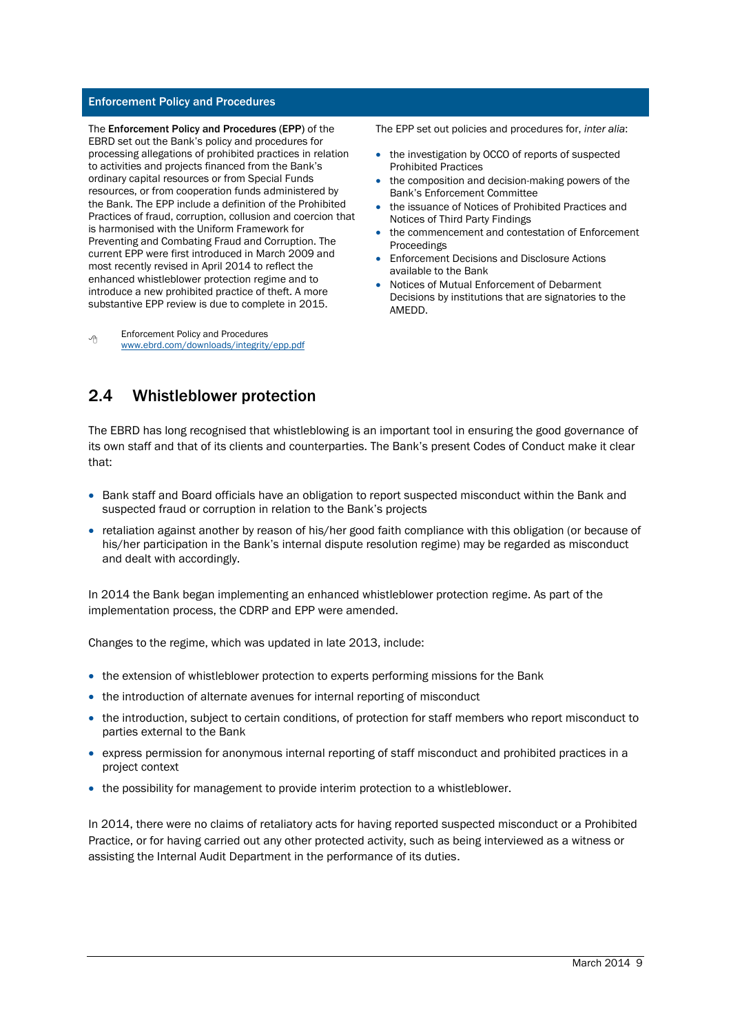### Enforcement Policy and Procedures

The **Enforcement Policy and Procedures** (**EPP**) of the EBRD set out the Bank's policy and procedures for processing allegations of prohibited practices in relation to activities and projects financed from the Bank's ordinary capital resources or from Special Funds resources, or from cooperation funds administered by the Bank. The EPP include a definition of the Prohibited Practices of fraud, corruption, collusion and coercion that is harmonised with the Uniform Framework for Preventing and Combating Fraud and Corruption. The current EPP were first introduced in March 2009 and most recently revised in April 2014 to reflect the enhanced whistleblower protection regime and to introduce a new prohibited practice of theft. A more substantive EPP review is due to complete in 2015.

Enforcement Policy and Procedures
www.ebrd.com/downloads/integrity/epp.pdf

The EPP set out policies and procedures for, *inter alia*:

- the investigation by OCCO of reports of suspected Prohibited Practices
- the composition and decision-making powers of the Bank's Enforcement Committee
- the issuance of Notices of Prohibited Practices and Notices of Third Party Findings
- the commencement and contestation of Enforcement Proceedings
- Enforcement Decisions and Disclosure Actions available to the Bank
- Notices of Mutual Enforcement of Debarment Decisions by institutions that are signatories to the AMEDD.

## 2.4 Whistleblower protection

The EBRD has long recognised that whistleblowing is an important tool in ensuring the good governance of its own staff and that of its clients and counterparties. The Bank's present Codes of Conduct make it clear that:

- Bank staff and Board officials have an obligation to report suspected misconduct within the Bank and suspected fraud or corruption in relation to the Bank's projects
- retaliation against another by reason of his/her good faith compliance with this obligation (or because of his/her participation in the Bank's internal dispute resolution regime) may be regarded as misconduct and dealt with accordingly.

In 2014 the Bank began implementing an enhanced whistleblower protection regime. As part of the implementation process, the CDRP and EPP were amended.

Changes to the regime, which was updated in late 2013, include:

- the extension of whistleblower protection to experts performing missions for the Bank
- the introduction of alternate avenues for internal reporting of misconduct
- the introduction, subject to certain conditions, of protection for staff members who report misconduct to parties external to the Bank
- express permission for anonymous internal reporting of staff misconduct and prohibited practices in a project context
- the possibility for management to provide interim protection to a whistleblower.

In 2014, there were no claims of retaliatory acts for having reported suspected misconduct or a Prohibited Practice, or for having carried out any other protected activity, such as being interviewed as a witness or assisting the Internal Audit Department in the performance of its duties.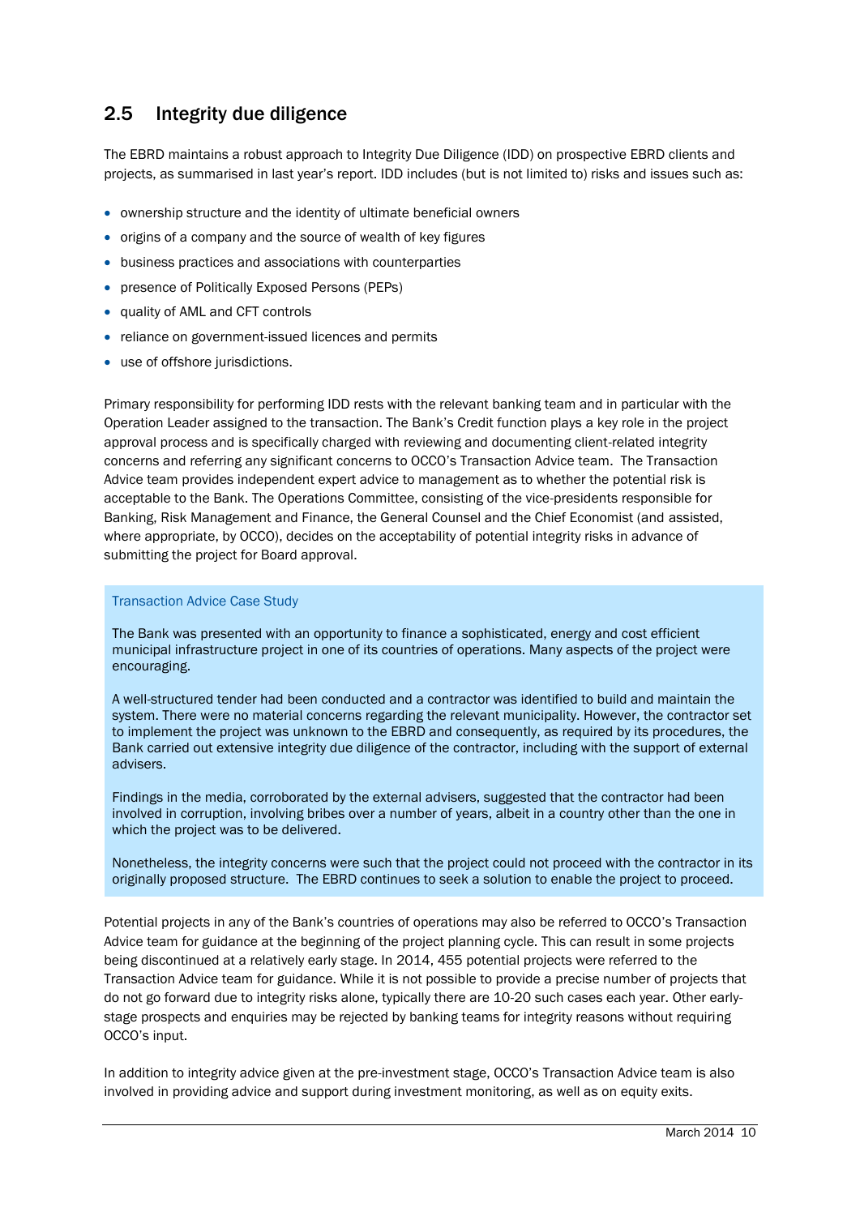## 2.5 Integrity due diligence

The EBRD maintains a robust approach to Integrity Due Diligence (IDD) on prospective EBRD clients and projects, as summarised in last year's report. IDD includes (but is not limited to) risks and issues such as:

- ownership structure and the identity of ultimate beneficial owners
- origins of a company and the source of wealth of key figures
- business practices and associations with counterparties
- presence of Politically Exposed Persons (PEPs)
- quality of AML and CFT controls
- reliance on government-issued licences and permits
- use of offshore jurisdictions.

Primary responsibility for performing IDD rests with the relevant banking team and in particular with the Operation Leader assigned to the transaction. The Bank's Credit function plays a key role in the project approval process and is specifically charged with reviewing and documenting client-related integrity concerns and referring any significant concerns to OCCO's Transaction Advice team. The Transaction Advice team provides independent expert advice to management as to whether the potential risk is acceptable to the Bank. The Operations Committee, consisting of the vice-presidents responsible for Banking, Risk Management and Finance, the General Counsel and the Chief Economist (and assisted, where appropriate, by OCCO), decides on the acceptability of potential integrity risks in advance of submitting the project for Board approval.

> **Transaction Advice Case Study**
>
> The Bank was presented with an opportunity to finance a sophisticated, energy and cost efficient municipal infrastructure project in one of its countries of operations. Many aspects of the project were encouraging.
>
> A well-structured tender had been conducted and a contractor was identified to build and maintain the system. There were no material concerns regarding the relevant municipality. However, the contractor set to implement the project was unknown to the EBRD and consequently, as required by its procedures, the Bank carried out extensive integrity due diligence of the contractor, including with the support of external advisers.
>
> Findings in the media, corroborated by the external advisers, suggested that the contractor had been involved in corruption, involving bribes over a number of years, albeit in a country other than the one in which the project was to be delivered.
>
> Nonetheless, the integrity concerns were such that the project could not proceed with the contractor in its originally proposed structure. The EBRD continues to seek a solution to enable the project to proceed.

Potential projects in any of the Bank's countries of operations may also be referred to OCCO's Transaction Advice team for guidance at the beginning of the project planning cycle. This can result in some projects being discontinued at a relatively early stage. In 2014, 455 potential projects were referred to the Transaction Advice team for guidance. While it is not possible to provide a precise number of projects that do not go forward due to integrity risks alone, typically there are 10-20 such cases each year. Other early-stage prospects and enquiries may be rejected by banking teams for integrity reasons without requiring OCCO's input.

In addition to integrity advice given at the pre-investment stage, OCCO's Transaction Advice team is also involved in providing advice and support during investment monitoring, as well as on equity exits.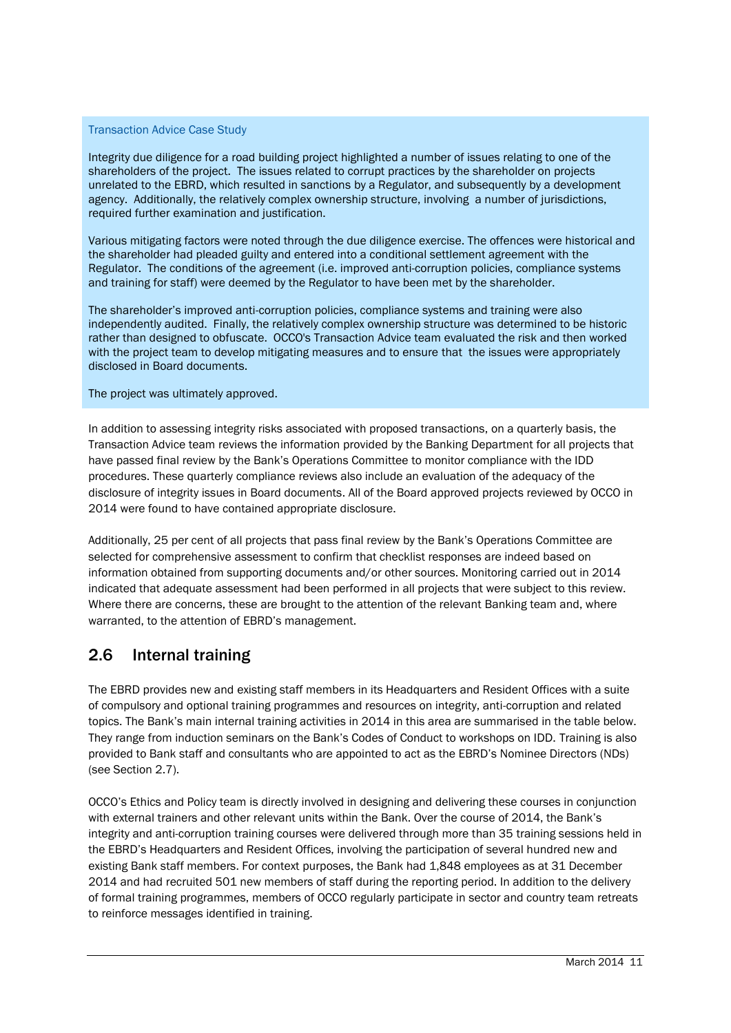Transaction Advice Case Study

Integrity due diligence for a road building project highlighted a number of issues relating to one of the shareholders of the project. The issues related to corrupt practices by the shareholder on projects unrelated to the EBRD, which resulted in sanctions by a Regulator, and subsequently by a development agency. Additionally, the relatively complex ownership structure, involving a number of jurisdictions, required further examination and justification.

Various mitigating factors were noted through the due diligence exercise. The offences were historical and the shareholder had pleaded guilty and entered into a conditional settlement agreement with the Regulator. The conditions of the agreement (i.e. improved anti-corruption policies, compliance systems and training for staff) were deemed by the Regulator to have been met by the shareholder.

The shareholder's improved anti-corruption policies, compliance systems and training were also independently audited. Finally, the relatively complex ownership structure was determined to be historic rather than designed to obfuscate. OCCO's Transaction Advice team evaluated the risk and then worked with the project team to develop mitigating measures and to ensure that the issues were appropriately disclosed in Board documents.

The project was ultimately approved.

In addition to assessing integrity risks associated with proposed transactions, on a quarterly basis, the Transaction Advice team reviews the information provided by the Banking Department for all projects that have passed final review by the Bank's Operations Committee to monitor compliance with the IDD procedures. These quarterly compliance reviews also include an evaluation of the adequacy of the disclosure of integrity issues in Board documents. All of the Board approved projects reviewed by OCCO in 2014 were found to have contained appropriate disclosure.

Additionally, 25 per cent of all projects that pass final review by the Bank's Operations Committee are selected for comprehensive assessment to confirm that checklist responses are indeed based on information obtained from supporting documents and/or other sources. Monitoring carried out in 2014 indicated that adequate assessment had been performed in all projects that were subject to this review. Where there are concerns, these are brought to the attention of the relevant Banking team and, where warranted, to the attention of EBRD's management.

## 2.6 Internal training

The EBRD provides new and existing staff members in its Headquarters and Resident Offices with a suite of compulsory and optional training programmes and resources on integrity, anti-corruption and related topics. The Bank's main internal training activities in 2014 in this area are summarised in the table below. They range from induction seminars on the Bank's Codes of Conduct to workshops on IDD. Training is also provided to Bank staff and consultants who are appointed to act as the EBRD's Nominee Directors (NDs) (see Section 2.7).

OCCO's Ethics and Policy team is directly involved in designing and delivering these courses in conjunction with external trainers and other relevant units within the Bank. Over the course of 2014, the Bank's integrity and anti-corruption training courses were delivered through more than 35 training sessions held in the EBRD's Headquarters and Resident Offices, involving the participation of several hundred new and existing Bank staff members. For context purposes, the Bank had 1,848 employees as at 31 December 2014 and had recruited 501 new members of staff during the reporting period. In addition to the delivery of formal training programmes, members of OCCO regularly participate in sector and country team retreats to reinforce messages identified in training.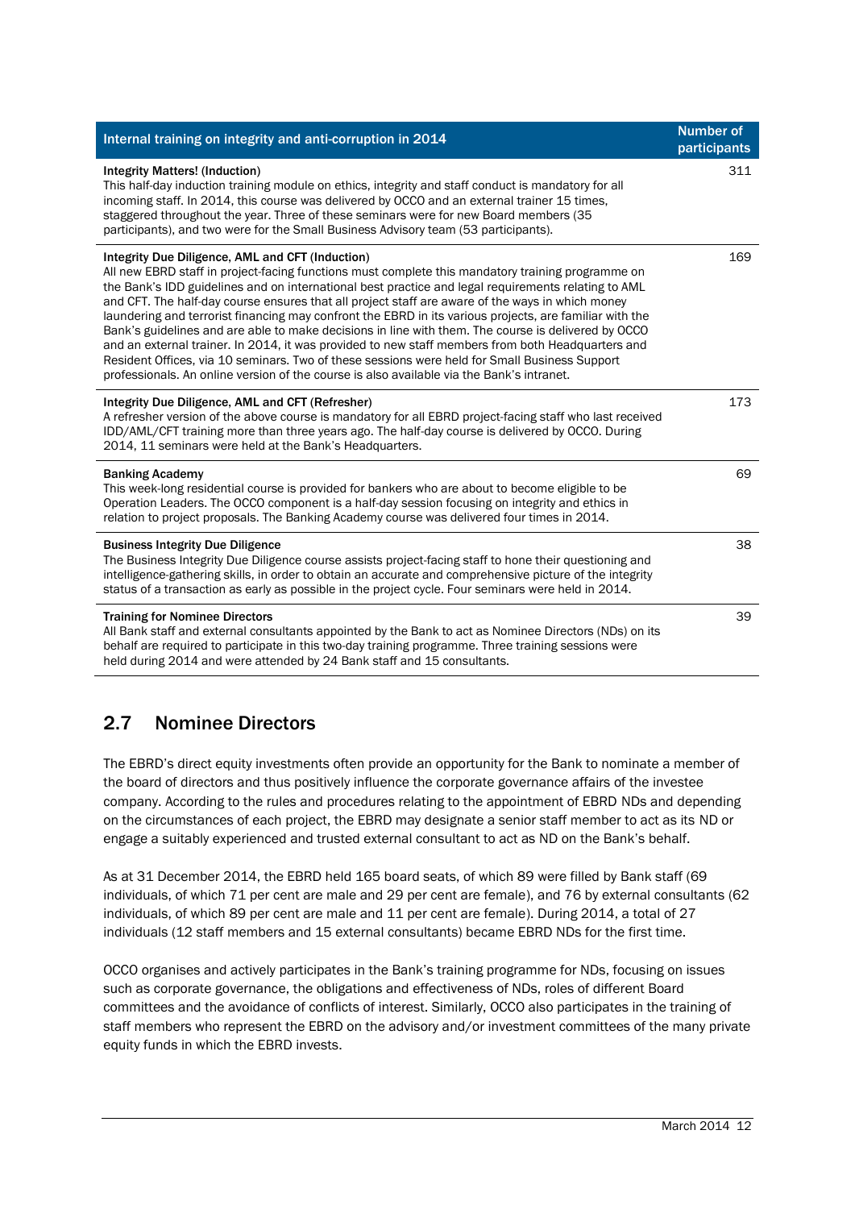| Internal training on integrity and anti-corruption in 2014 | Number of participants |
|---|---|
| **Integrity Matters! (Induction)**<br>This half-day induction training module on ethics, integrity and staff conduct is mandatory for all incoming staff. In 2014, this course was delivered by OCCO and an external trainer 15 times, staggered throughout the year. Three of these seminars were for new Board members (35 participants), and two were for the Small Business Advisory team (53 participants). | 311 |
| **Integrity Due Diligence, AML and CFT (Induction)**<br>All new EBRD staff in project-facing functions must complete this mandatory training programme on the Bank's IDD guidelines and on international best practice and legal requirements relating to AML and CFT. The half-day course ensures that all project staff are aware of the ways in which money laundering and terrorist financing may confront the EBRD in its various projects, are familiar with the Bank's guidelines and are able to make decisions in line with them. The course is delivered by OCCO and an external trainer. In 2014, it was provided to new staff members from both Headquarters and Resident Offices, via 10 seminars. Two of these sessions were held for Small Business Support professionals. An online version of the course is also available via the Bank's intranet. | 169 |
| **Integrity Due Diligence, AML and CFT (Refresher)**<br>A refresher version of the above course is mandatory for all EBRD project-facing staff who last received IDD/AML/CFT training more than three years ago. The half-day course is delivered by OCCO. During 2014, 11 seminars were held at the Bank's Headquarters. | 173 |
| **Banking Academy**<br>This week-long residential course is provided for bankers who are about to become eligible to be Operation Leaders. The OCCO component is a half-day session focusing on integrity and ethics in relation to project proposals. The Banking Academy course was delivered four times in 2014. | 69 |
| **Business Integrity Due Diligence**<br>The Business Integrity Due Diligence course assists project-facing staff to hone their questioning and intelligence-gathering skills, in order to obtain an accurate and comprehensive picture of the integrity status of a transaction as early as possible in the project cycle. Four seminars were held in 2014. | 38 |
| **Training for Nominee Directors**<br>All Bank staff and external consultants appointed by the Bank to act as Nominee Directors (NDs) on its behalf are required to participate in this two-day training programme. Three training sessions were held during 2014 and were attended by 24 Bank staff and 15 consultants. | 39 |

## 2.7 Nominee Directors

The EBRD's direct equity investments often provide an opportunity for the Bank to nominate a member of the board of directors and thus positively influence the corporate governance affairs of the investee company. According to the rules and procedures relating to the appointment of EBRD NDs and depending on the circumstances of each project, the EBRD may designate a senior staff member to act as its ND or engage a suitably experienced and trusted external consultant to act as ND on the Bank's behalf.

As at 31 December 2014, the EBRD held 165 board seats, of which 89 were filled by Bank staff (69 individuals, of which 71 per cent are male and 29 per cent are female), and 76 by external consultants (62 individuals, of which 89 per cent are male and 11 per cent are female). During 2014, a total of 27 individuals (12 staff members and 15 external consultants) became EBRD NDs for the first time.

OCCO organises and actively participates in the Bank's training programme for NDs, focusing on issues such as corporate governance, the obligations and effectiveness of NDs, roles of different Board committees and the avoidance of conflicts of interest. Similarly, OCCO also participates in the training of staff members who represent the EBRD on the advisory and/or investment committees of the many private equity funds in which the EBRD invests.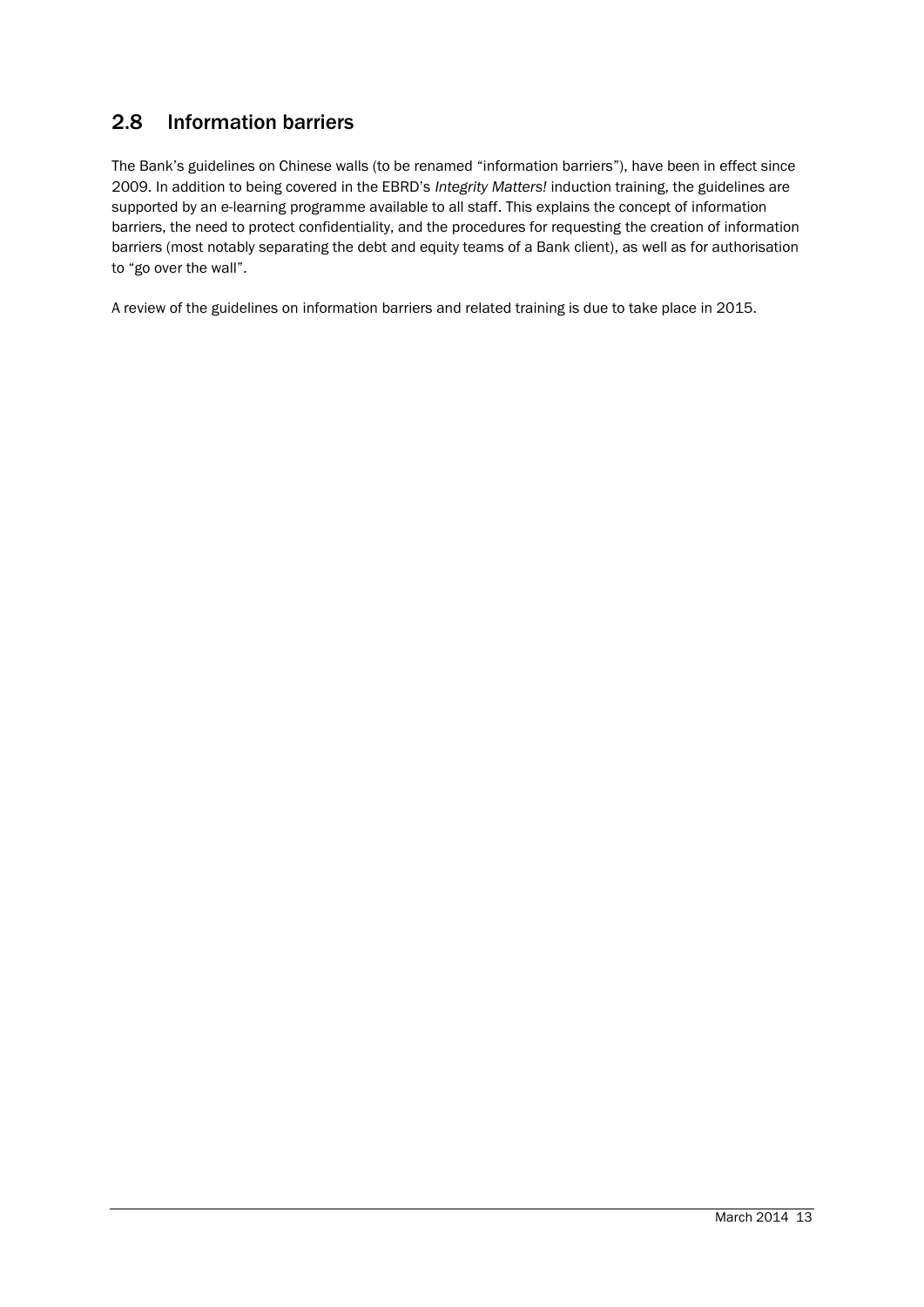## 2.8 Information barriers

The Bank's guidelines on Chinese walls (to be renamed "information barriers"), have been in effect since 2009. In addition to being covered in the EBRD's *Integrity Matters!* induction training, the guidelines are supported by an e-learning programme available to all staff. This explains the concept of information barriers, the need to protect confidentiality, and the procedures for requesting the creation of information barriers (most notably separating the debt and equity teams of a Bank client), as well as for authorisation to "go over the wall".

A review of the guidelines on information barriers and related training is due to take place in 2015.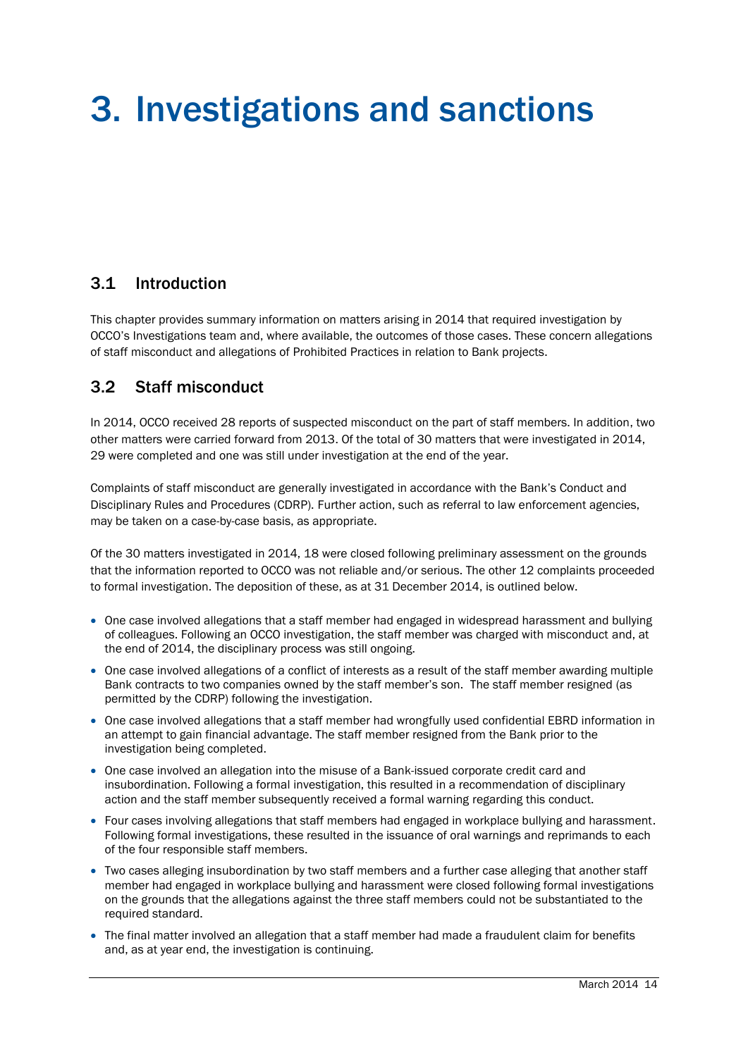# 3. Investigations and sanctions

## 3.1 Introduction

This chapter provides summary information on matters arising in 2014 that required investigation by OCCO's Investigations team and, where available, the outcomes of those cases. These concern allegations of staff misconduct and allegations of Prohibited Practices in relation to Bank projects.

## 3.2 Staff misconduct

In 2014, OCCO received 28 reports of suspected misconduct on the part of staff members. In addition, two other matters were carried forward from 2013. Of the total of 30 matters that were investigated in 2014, 29 were completed and one was still under investigation at the end of the year.

Complaints of staff misconduct are generally investigated in accordance with the Bank's Conduct and Disciplinary Rules and Procedures (CDRP). Further action, such as referral to law enforcement agencies, may be taken on a case-by-case basis, as appropriate.

Of the 30 matters investigated in 2014, 18 were closed following preliminary assessment on the grounds that the information reported to OCCO was not reliable and/or serious. The other 12 complaints proceeded to formal investigation. The deposition of these, as at 31 December 2014, is outlined below.

- One case involved allegations that a staff member had engaged in widespread harassment and bullying of colleagues. Following an OCCO investigation, the staff member was charged with misconduct and, at the end of 2014, the disciplinary process was still ongoing.
- One case involved allegations of a conflict of interests as a result of the staff member awarding multiple Bank contracts to two companies owned by the staff member's son. The staff member resigned (as permitted by the CDRP) following the investigation.
- One case involved allegations that a staff member had wrongfully used confidential EBRD information in an attempt to gain financial advantage. The staff member resigned from the Bank prior to the investigation being completed.
- One case involved an allegation into the misuse of a Bank-issued corporate credit card and insubordination. Following a formal investigation, this resulted in a recommendation of disciplinary action and the staff member subsequently received a formal warning regarding this conduct.
- Four cases involving allegations that staff members had engaged in workplace bullying and harassment. Following formal investigations, these resulted in the issuance of oral warnings and reprimands to each of the four responsible staff members.
- Two cases alleging insubordination by two staff members and a further case alleging that another staff member had engaged in workplace bullying and harassment were closed following formal investigations on the grounds that the allegations against the three staff members could not be substantiated to the required standard.
- The final matter involved an allegation that a staff member had made a fraudulent claim for benefits and, as at year end, the investigation is continuing.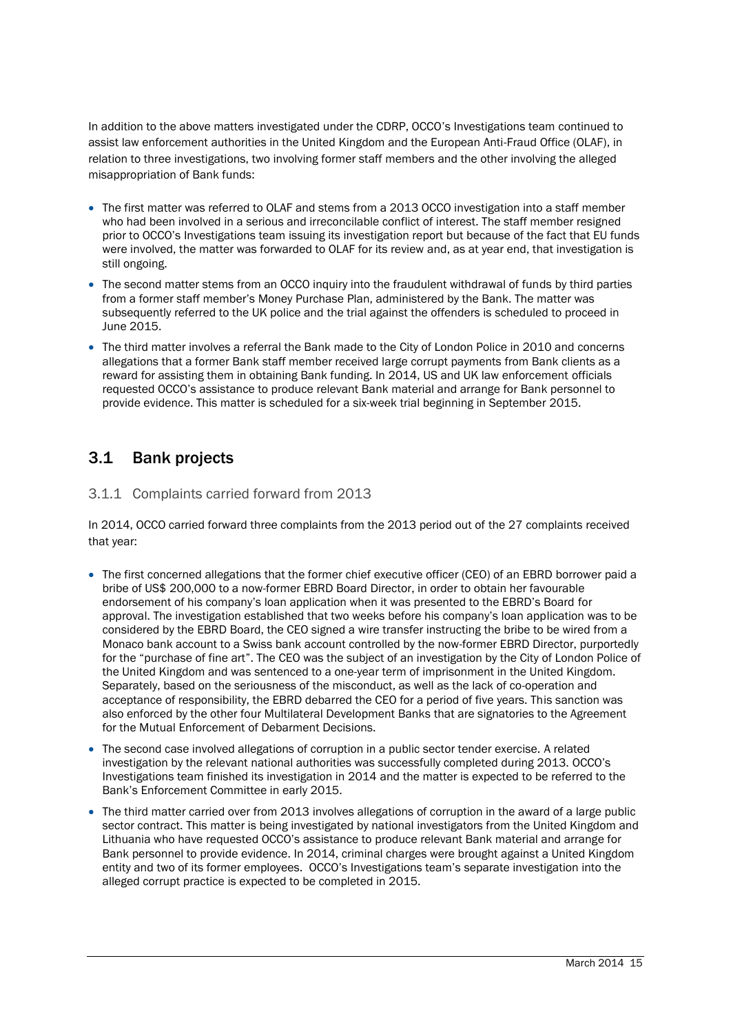In addition to the above matters investigated under the CDRP, OCCO's Investigations team continued to assist law enforcement authorities in the United Kingdom and the European Anti-Fraud Office (OLAF), in relation to three investigations, two involving former staff members and the other involving the alleged misappropriation of Bank funds:

- The first matter was referred to OLAF and stems from a 2013 OCCO investigation into a staff member who had been involved in a serious and irreconcilable conflict of interest. The staff member resigned prior to OCCO's Investigations team issuing its investigation report but because of the fact that EU funds were involved, the matter was forwarded to OLAF for its review and, as at year end, that investigation is still ongoing.
- The second matter stems from an OCCO inquiry into the fraudulent withdrawal of funds by third parties from a former staff member's Money Purchase Plan, administered by the Bank. The matter was subsequently referred to the UK police and the trial against the offenders is scheduled to proceed in June 2015.
- The third matter involves a referral the Bank made to the City of London Police in 2010 and concerns allegations that a former Bank staff member received large corrupt payments from Bank clients as a reward for assisting them in obtaining Bank funding. In 2014, US and UK law enforcement officials requested OCCO's assistance to produce relevant Bank material and arrange for Bank personnel to provide evidence. This matter is scheduled for a six-week trial beginning in September 2015.

## 3.1 Bank projects

### 3.1.1 Complaints carried forward from 2013

In 2014, OCCO carried forward three complaints from the 2013 period out of the 27 complaints received that year:

- The first concerned allegations that the former chief executive officer (CEO) of an EBRD borrower paid a bribe of US$ 200,000 to a now-former EBRD Board Director, in order to obtain her favourable endorsement of his company's loan application when it was presented to the EBRD's Board for approval. The investigation established that two weeks before his company's loan application was to be considered by the EBRD Board, the CEO signed a wire transfer instructing the bribe to be wired from a Monaco bank account to a Swiss bank account controlled by the now-former EBRD Director, purportedly for the "purchase of fine art". The CEO was the subject of an investigation by the City of London Police of the United Kingdom and was sentenced to a one-year term of imprisonment in the United Kingdom. Separately, based on the seriousness of the misconduct, as well as the lack of co-operation and acceptance of responsibility, the EBRD debarred the CEO for a period of five years. This sanction was also enforced by the other four Multilateral Development Banks that are signatories to the Agreement for the Mutual Enforcement of Debarment Decisions.
- The second case involved allegations of corruption in a public sector tender exercise. A related investigation by the relevant national authorities was successfully completed during 2013. OCCO's Investigations team finished its investigation in 2014 and the matter is expected to be referred to the Bank's Enforcement Committee in early 2015.
- The third matter carried over from 2013 involves allegations of corruption in the award of a large public sector contract. This matter is being investigated by national investigators from the United Kingdom and Lithuania who have requested OCCO's assistance to produce relevant Bank material and arrange for Bank personnel to provide evidence. In 2014, criminal charges were brought against a United Kingdom entity and two of its former employees. OCCO's Investigations team's separate investigation into the alleged corrupt practice is expected to be completed in 2015.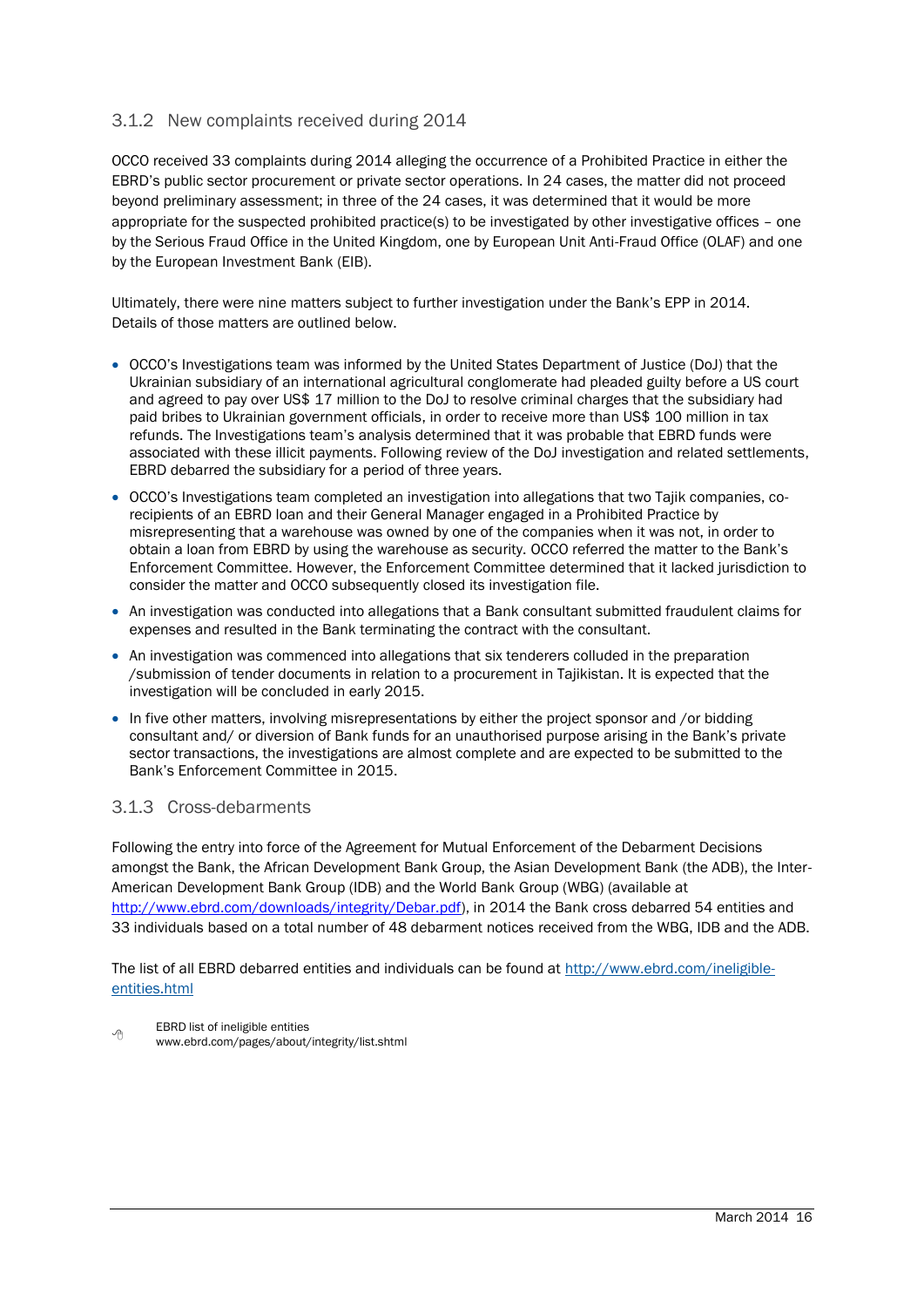### 3.1.2 New complaints received during 2014

OCCO received 33 complaints during 2014 alleging the occurrence of a Prohibited Practice in either the EBRD's public sector procurement or private sector operations. In 24 cases, the matter did not proceed beyond preliminary assessment; in three of the 24 cases, it was determined that it would be more appropriate for the suspected prohibited practice(s) to be investigated by other investigative offices – one by the Serious Fraud Office in the United Kingdom, one by European Unit Anti-Fraud Office (OLAF) and one by the European Investment Bank (EIB).

Ultimately, there were nine matters subject to further investigation under the Bank's EPP in 2014. Details of those matters are outlined below.

- OCCO's Investigations team was informed by the United States Department of Justice (DoJ) that the Ukrainian subsidiary of an international agricultural conglomerate had pleaded guilty before a US court and agreed to pay over US$ 17 million to the DoJ to resolve criminal charges that the subsidiary had paid bribes to Ukrainian government officials, in order to receive more than US$ 100 million in tax refunds. The Investigations team's analysis determined that it was probable that EBRD funds were associated with these illicit payments. Following review of the DoJ investigation and related settlements, EBRD debarred the subsidiary for a period of three years.
- OCCO's Investigations team completed an investigation into allegations that two Tajik companies, co-recipients of an EBRD loan and their General Manager engaged in a Prohibited Practice by misrepresenting that a warehouse was owned by one of the companies when it was not, in order to obtain a loan from EBRD by using the warehouse as security. OCCO referred the matter to the Bank's Enforcement Committee. However, the Enforcement Committee determined that it lacked jurisdiction to consider the matter and OCCO subsequently closed its investigation file.
- An investigation was conducted into allegations that a Bank consultant submitted fraudulent claims for expenses and resulted in the Bank terminating the contract with the consultant.
- An investigation was commenced into allegations that six tenderers colluded in the preparation /submission of tender documents in relation to a procurement in Tajikistan. It is expected that the investigation will be concluded in early 2015.
- In five other matters, involving misrepresentations by either the project sponsor and /or bidding consultant and/ or diversion of Bank funds for an unauthorised purpose arising in the Bank's private sector transactions, the investigations are almost complete and are expected to be submitted to the Bank's Enforcement Committee in 2015.

### 3.1.3 Cross-debarments

Following the entry into force of the Agreement for Mutual Enforcement of the Debarment Decisions amongst the Bank, the African Development Bank Group, the Asian Development Bank (the ADB), the Inter-American Development Bank Group (IDB) and the World Bank Group (WBG) (available at http://www.ebrd.com/downloads/integrity/Debar.pdf), in 2014 the Bank cross debarred 54 entities and 33 individuals based on a total number of 48 debarment notices received from the WBG, IDB and the ADB.

The list of all EBRD debarred entities and individuals can be found at http://www.ebrd.com/ineligible-entities.html

EBRD list of ineligible entities
www.ebrd.com/pages/about/integrity/list.shtml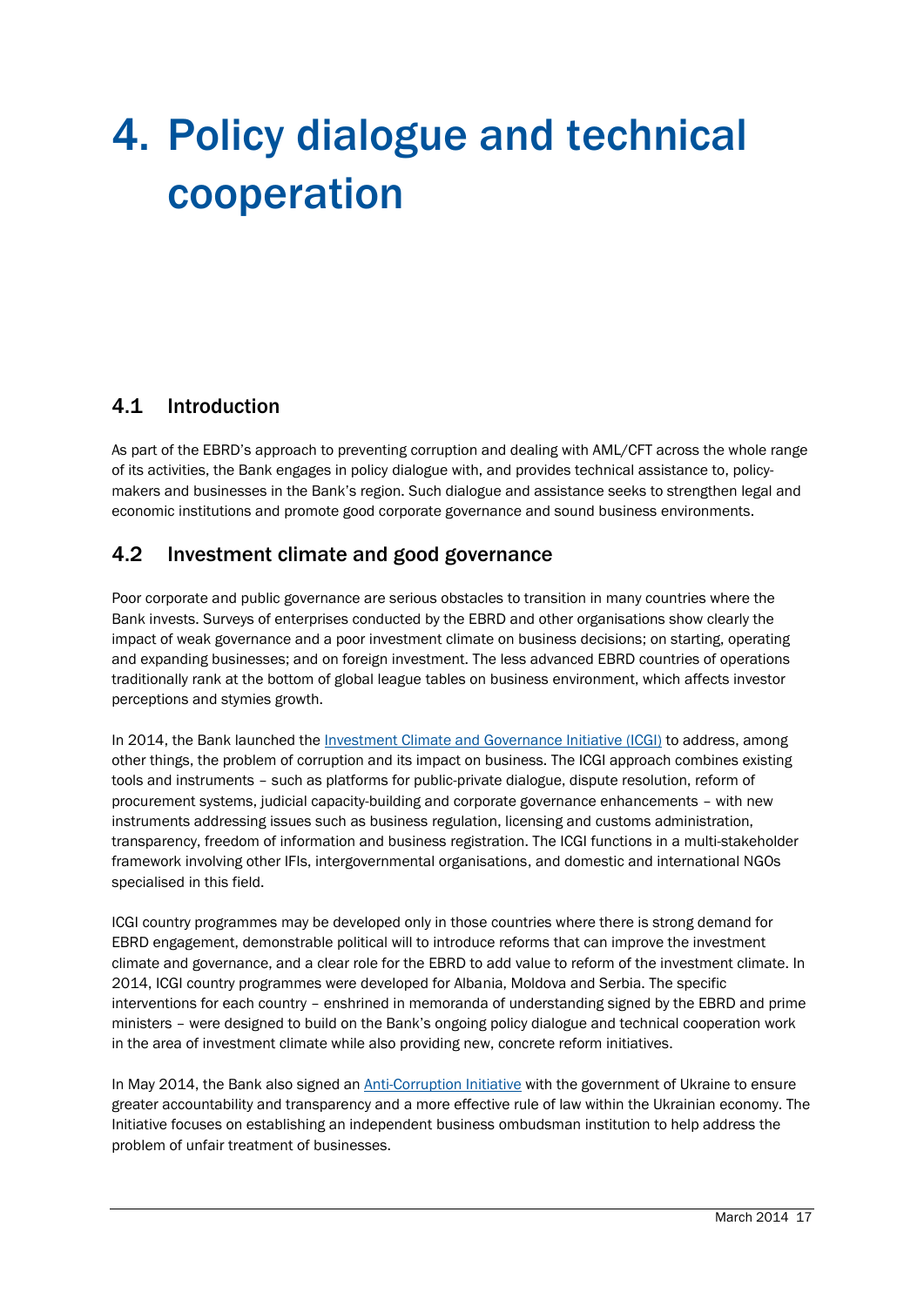# 4. Policy dialogue and technical cooperation

## 4.1 Introduction

As part of the EBRD's approach to preventing corruption and dealing with AML/CFT across the whole range of its activities, the Bank engages in policy dialogue with, and provides technical assistance to, policy-makers and businesses in the Bank's region. Such dialogue and assistance seeks to strengthen legal and economic institutions and promote good corporate governance and sound business environments.

## 4.2 Investment climate and good governance

Poor corporate and public governance are serious obstacles to transition in many countries where the Bank invests. Surveys of enterprises conducted by the EBRD and other organisations show clearly the impact of weak governance and a poor investment climate on business decisions; on starting, operating and expanding businesses; and on foreign investment. The less advanced EBRD countries of operations traditionally rank at the bottom of global league tables on business environment, which affects investor perceptions and stymies growth.

In 2014, the Bank launched the Investment Climate and Governance Initiative (ICGI) to address, among other things, the problem of corruption and its impact on business. The ICGI approach combines existing tools and instruments – such as platforms for public-private dialogue, dispute resolution, reform of procurement systems, judicial capacity-building and corporate governance enhancements – with new instruments addressing issues such as business regulation, licensing and customs administration, transparency, freedom of information and business registration. The ICGI functions in a multi-stakeholder framework involving other IFIs, intergovernmental organisations, and domestic and international NGOs specialised in this field.

ICGI country programmes may be developed only in those countries where there is strong demand for EBRD engagement, demonstrable political will to introduce reforms that can improve the investment climate and governance, and a clear role for the EBRD to add value to reform of the investment climate. In 2014, ICGI country programmes were developed for Albania, Moldova and Serbia. The specific interventions for each country – enshrined in memoranda of understanding signed by the EBRD and prime ministers – were designed to build on the Bank's ongoing policy dialogue and technical cooperation work in the area of investment climate while also providing new, concrete reform initiatives.

In May 2014, the Bank also signed an Anti-Corruption Initiative with the government of Ukraine to ensure greater accountability and transparency and a more effective rule of law within the Ukrainian economy. The Initiative focuses on establishing an independent business ombudsman institution to help address the problem of unfair treatment of businesses.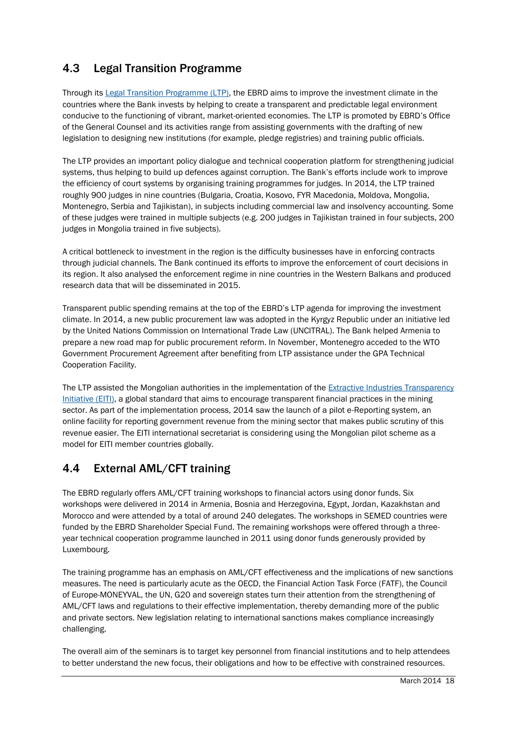## 4.3 Legal Transition Programme

Through its [Legal Transition Programme (LTP)](), the EBRD aims to improve the investment climate in the countries where the Bank invests by helping to create a transparent and predictable legal environment conducive to the functioning of vibrant, market-oriented economies. The LTP is promoted by EBRD's Office of the General Counsel and its activities range from assisting governments with the drafting of new legislation to designing new institutions (for example, pledge registries) and training public officials.

The LTP provides an important policy dialogue and technical cooperation platform for strengthening judicial systems, thus helping to build up defences against corruption. The Bank's efforts include work to improve the efficiency of court systems by organising training programmes for judges. In 2014, the LTP trained roughly 900 judges in nine countries (Bulgaria, Croatia, Kosovo, FYR Macedonia, Moldova, Mongolia, Montenegro, Serbia and Tajikistan), in subjects including commercial law and insolvency accounting. Some of these judges were trained in multiple subjects (e.g. 200 judges in Tajikistan trained in four subjects, 200 judges in Mongolia trained in five subjects).

A critical bottleneck to investment in the region is the difficulty businesses have in enforcing contracts through judicial channels. The Bank continued its efforts to improve the enforcement of court decisions in its region. It also analysed the enforcement regime in nine countries in the Western Balkans and produced research data that will be disseminated in 2015.

Transparent public spending remains at the top of the EBRD's LTP agenda for improving the investment climate. In 2014, a new public procurement law was adopted in the Kyrgyz Republic under an initiative led by the United Nations Commission on International Trade Law (UNCITRAL). The Bank helped Armenia to prepare a new road map for public procurement reform. In November, Montenegro acceded to the WTO Government Procurement Agreement after benefiting from LTP assistance under the GPA Technical Cooperation Facility.

The LTP assisted the Mongolian authorities in the implementation of the [Extractive Industries Transparency Initiative (EITI)](), a global standard that aims to encourage transparent financial practices in the mining sector. As part of the implementation process, 2014 saw the launch of a pilot e-Reporting system, an online facility for reporting government revenue from the mining sector that makes public scrutiny of this revenue easier. The EITI international secretariat is considering using the Mongolian pilot scheme as a model for EITI member countries globally.

## 4.4 External AML/CFT training

The EBRD regularly offers AML/CFT training workshops to financial actors using donor funds. Six workshops were delivered in 2014 in Armenia, Bosnia and Herzegovina, Egypt, Jordan, Kazakhstan and Morocco and were attended by a total of around 240 delegates. The workshops in SEMED countries were funded by the EBRD Shareholder Special Fund. The remaining workshops were offered through a three-year technical cooperation programme launched in 2011 using donor funds generously provided by Luxembourg.

The training programme has an emphasis on AML/CFT effectiveness and the implications of new sanctions measures. The need is particularly acute as the OECD, the Financial Action Task Force (FATF), the Council of Europe-MONEYVAL, the UN, G20 and sovereign states turn their attention from the strengthening of AML/CFT laws and regulations to their effective implementation, thereby demanding more of the public and private sectors. New legislation relating to international sanctions makes compliance increasingly challenging.

The overall aim of the seminars is to target key personnel from financial institutions and to help attendees to better understand the new focus, their obligations and how to be effective with constrained resources.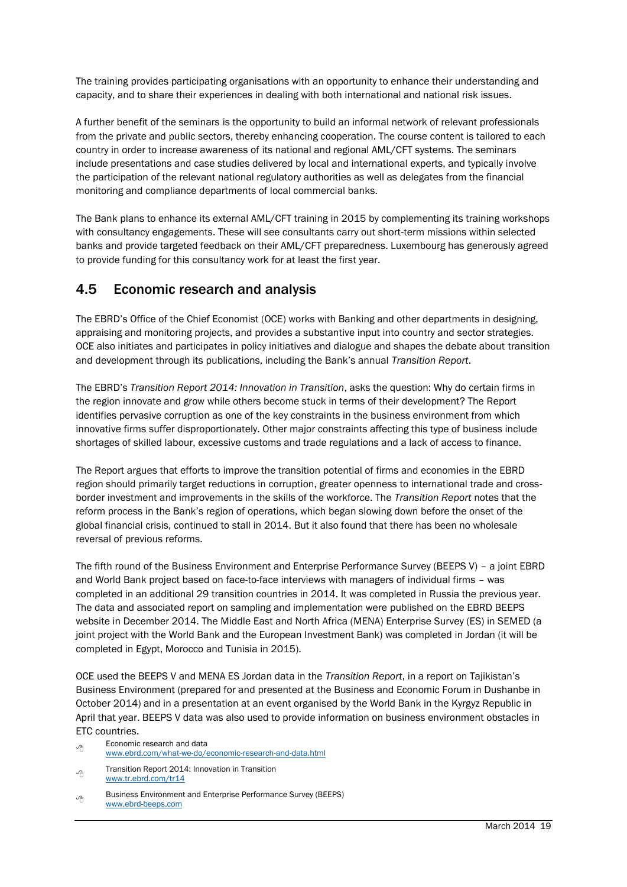The training provides participating organisations with an opportunity to enhance their understanding and capacity, and to share their experiences in dealing with both international and national risk issues.

A further benefit of the seminars is the opportunity to build an informal network of relevant professionals from the private and public sectors, thereby enhancing cooperation. The course content is tailored to each country in order to increase awareness of its national and regional AML/CFT systems. The seminars include presentations and case studies delivered by local and international experts, and typically involve the participation of the relevant national regulatory authorities as well as delegates from the financial monitoring and compliance departments of local commercial banks.

The Bank plans to enhance its external AML/CFT training in 2015 by complementing its training workshops with consultancy engagements. These will see consultants carry out short-term missions within selected banks and provide targeted feedback on their AML/CFT preparedness. Luxembourg has generously agreed to provide funding for this consultancy work for at least the first year.

## 4.5 Economic research and analysis

The EBRD's Office of the Chief Economist (OCE) works with Banking and other departments in designing, appraising and monitoring projects, and provides a substantive input into country and sector strategies. OCE also initiates and participates in policy initiatives and dialogue and shapes the debate about transition and development through its publications, including the Bank's annual *Transition Report*.

The EBRD's *Transition Report 2014: Innovation in Transition*, asks the question: Why do certain firms in the region innovate and grow while others become stuck in terms of their development? The Report identifies pervasive corruption as one of the key constraints in the business environment from which innovative firms suffer disproportionately. Other major constraints affecting this type of business include shortages of skilled labour, excessive customs and trade regulations and a lack of access to finance.

The Report argues that efforts to improve the transition potential of firms and economies in the EBRD region should primarily target reductions in corruption, greater openness to international trade and cross-border investment and improvements in the skills of the workforce. The *Transition Report* notes that the reform process in the Bank's region of operations, which began slowing down before the onset of the global financial crisis, continued to stall in 2014. But it also found that there has been no wholesale reversal of previous reforms.

The fifth round of the Business Environment and Enterprise Performance Survey (BEEPS V) – a joint EBRD and World Bank project based on face-to-face interviews with managers of individual firms – was completed in an additional 29 transition countries in 2014. It was completed in Russia the previous year. The data and associated report on sampling and implementation were published on the EBRD BEEPS website in December 2014. The Middle East and North Africa (MENA) Enterprise Survey (ES) in SEMED (a joint project with the World Bank and the European Investment Bank) was completed in Jordan (it will be completed in Egypt, Morocco and Tunisia in 2015).

OCE used the BEEPS V and MENA ES Jordan data in the *Transition Report*, in a report on Tajikistan's Business Environment (prepared for and presented at the Business and Economic Forum in Dushanbe in October 2014) and in a presentation at an event organised by the World Bank in the Kyrgyz Republic in April that year. BEEPS V data was also used to provide information on business environment obstacles in ETC countries.

- Economic research and data
  www.ebrd.com/what-we-do/economic-research-and-data.html
- Transition Report 2014: Innovation in Transition
  www.tr.ebrd.com/tr14
- Business Environment and Enterprise Performance Survey (BEEPS)
  www.ebrd-beeps.com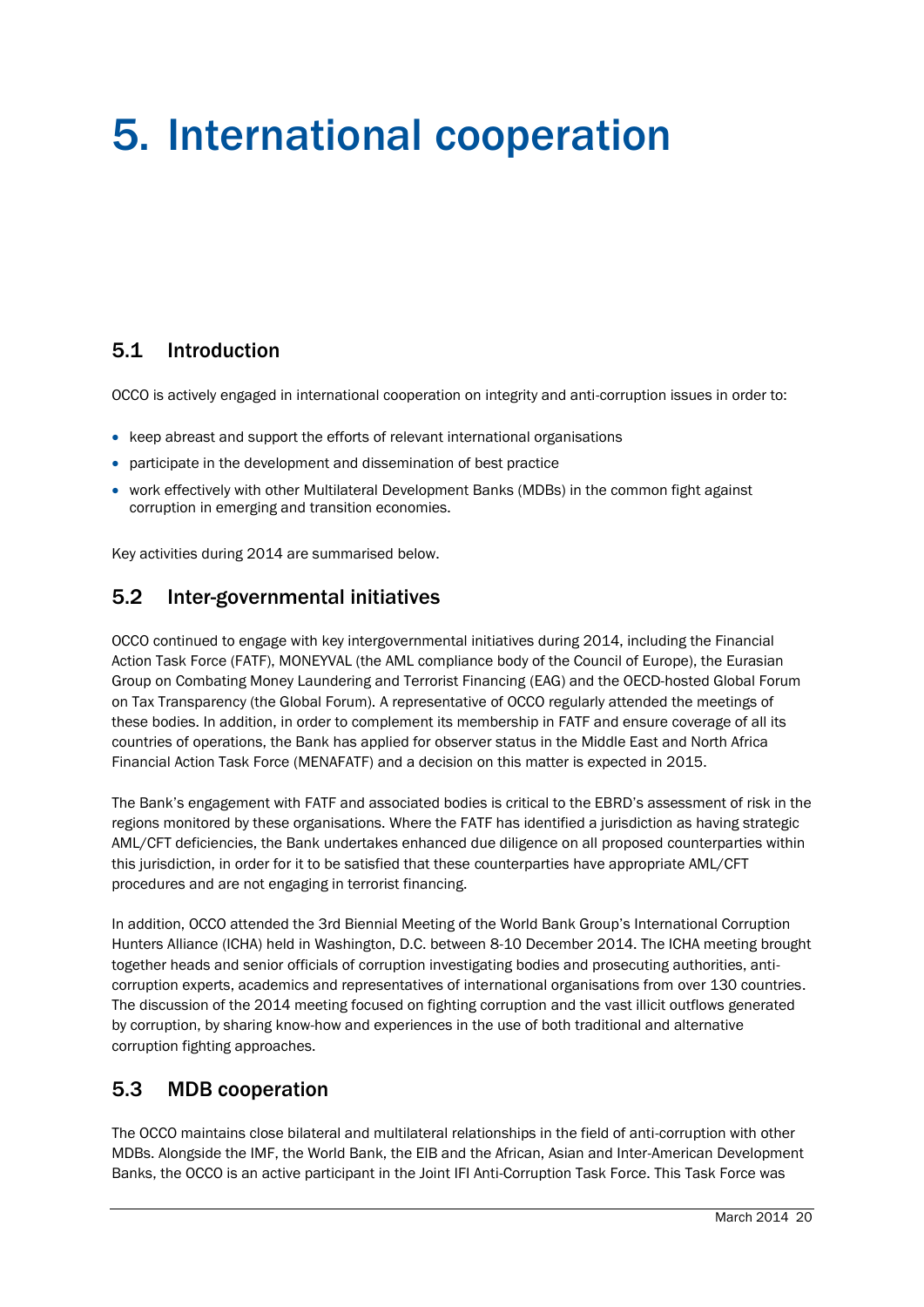# 5. International cooperation

## 5.1 Introduction

OCCO is actively engaged in international cooperation on integrity and anti-corruption issues in order to:

- keep abreast and support the efforts of relevant international organisations
- participate in the development and dissemination of best practice
- work effectively with other Multilateral Development Banks (MDBs) in the common fight against corruption in emerging and transition economies.

Key activities during 2014 are summarised below.

## 5.2 Inter-governmental initiatives

OCCO continued to engage with key intergovernmental initiatives during 2014, including the Financial Action Task Force (FATF), MONEYVAL (the AML compliance body of the Council of Europe), the Eurasian Group on Combating Money Laundering and Terrorist Financing (EAG) and the OECD-hosted Global Forum on Tax Transparency (the Global Forum). A representative of OCCO regularly attended the meetings of these bodies. In addition, in order to complement its membership in FATF and ensure coverage of all its countries of operations, the Bank has applied for observer status in the Middle East and North Africa Financial Action Task Force (MENAFATF) and a decision on this matter is expected in 2015.

The Bank's engagement with FATF and associated bodies is critical to the EBRD's assessment of risk in the regions monitored by these organisations. Where the FATF has identified a jurisdiction as having strategic AML/CFT deficiencies, the Bank undertakes enhanced due diligence on all proposed counterparties within this jurisdiction, in order for it to be satisfied that these counterparties have appropriate AML/CFT procedures and are not engaging in terrorist financing.

In addition, OCCO attended the 3rd Biennial Meeting of the World Bank Group's International Corruption Hunters Alliance (ICHA) held in Washington, D.C. between 8-10 December 2014. The ICHA meeting brought together heads and senior officials of corruption investigating bodies and prosecuting authorities, anti-corruption experts, academics and representatives of international organisations from over 130 countries. The discussion of the 2014 meeting focused on fighting corruption and the vast illicit outflows generated by corruption, by sharing know-how and experiences in the use of both traditional and alternative corruption fighting approaches.

## 5.3 MDB cooperation

The OCCO maintains close bilateral and multilateral relationships in the field of anti-corruption with other MDBs. Alongside the IMF, the World Bank, the EIB and the African, Asian and Inter-American Development Banks, the OCCO is an active participant in the Joint IFI Anti-Corruption Task Force. This Task Force was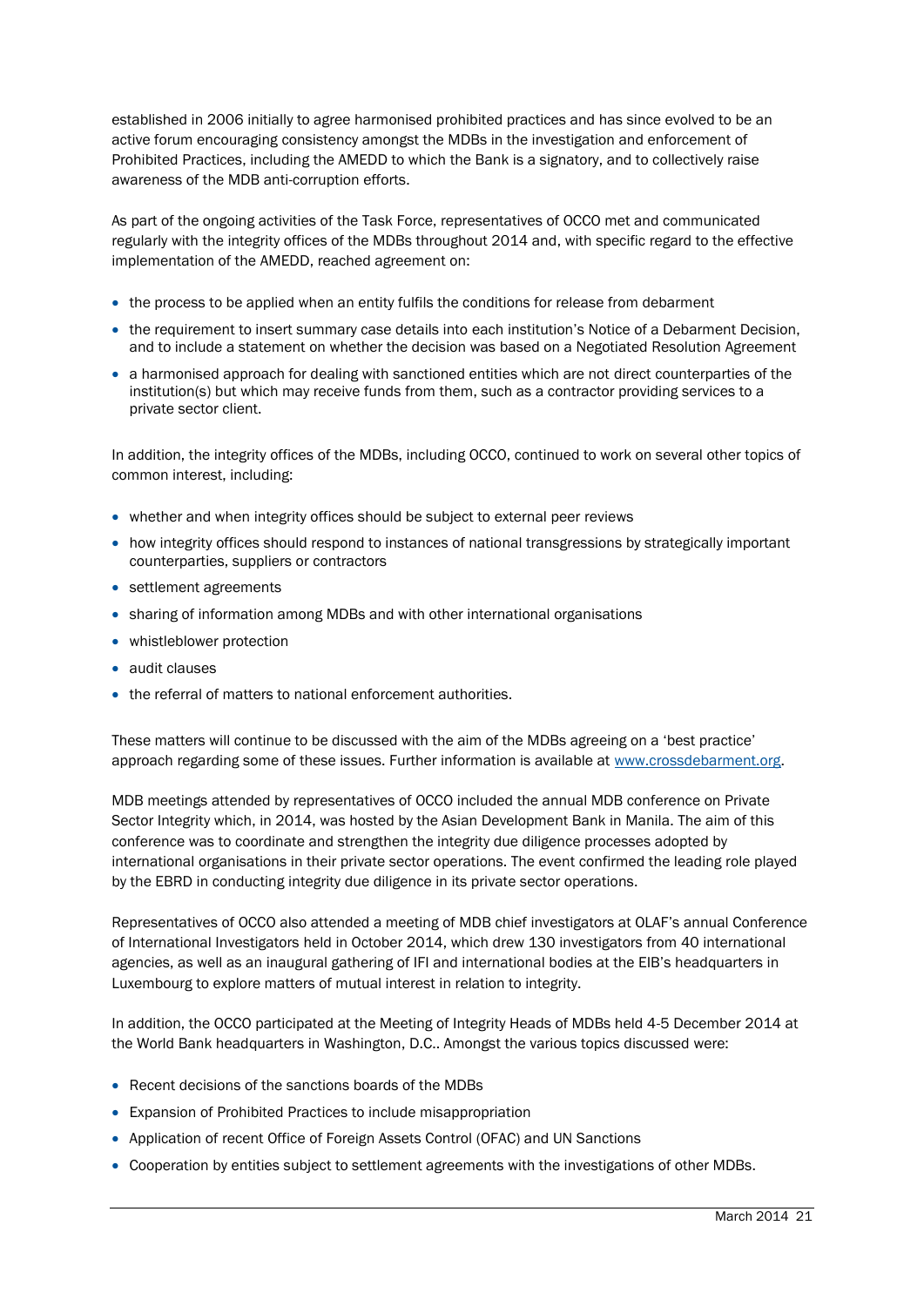established in 2006 initially to agree harmonised prohibited practices and has since evolved to be an active forum encouraging consistency amongst the MDBs in the investigation and enforcement of Prohibited Practices, including the AMEDD to which the Bank is a signatory, and to collectively raise awareness of the MDB anti-corruption efforts.

As part of the ongoing activities of the Task Force, representatives of OCCO met and communicated regularly with the integrity offices of the MDBs throughout 2014 and, with specific regard to the effective implementation of the AMEDD, reached agreement on:

- the process to be applied when an entity fulfils the conditions for release from debarment
- the requirement to insert summary case details into each institution's Notice of a Debarment Decision, and to include a statement on whether the decision was based on a Negotiated Resolution Agreement
- a harmonised approach for dealing with sanctioned entities which are not direct counterparties of the institution(s) but which may receive funds from them, such as a contractor providing services to a private sector client.

In addition, the integrity offices of the MDBs, including OCCO, continued to work on several other topics of common interest, including:

- whether and when integrity offices should be subject to external peer reviews
- how integrity offices should respond to instances of national transgressions by strategically important counterparties, suppliers or contractors
- settlement agreements
- sharing of information among MDBs and with other international organisations
- whistleblower protection
- audit clauses
- the referral of matters to national enforcement authorities.

These matters will continue to be discussed with the aim of the MDBs agreeing on a 'best practice' approach regarding some of these issues. Further information is available at [www.crossdebarment.org](http://www.crossdebarment.org).

MDB meetings attended by representatives of OCCO included the annual MDB conference on Private Sector Integrity which, in 2014, was hosted by the Asian Development Bank in Manila. The aim of this conference was to coordinate and strengthen the integrity due diligence processes adopted by international organisations in their private sector operations. The event confirmed the leading role played by the EBRD in conducting integrity due diligence in its private sector operations.

Representatives of OCCO also attended a meeting of MDB chief investigators at OLAF's annual Conference of International Investigators held in October 2014, which drew 130 investigators from 40 international agencies, as well as an inaugural gathering of IFI and international bodies at the EIB's headquarters in Luxembourg to explore matters of mutual interest in relation to integrity.

In addition, the OCCO participated at the Meeting of Integrity Heads of MDBs held 4-5 December 2014 at the World Bank headquarters in Washington, D.C.. Amongst the various topics discussed were:

- Recent decisions of the sanctions boards of the MDBs
- Expansion of Prohibited Practices to include misappropriation
- Application of recent Office of Foreign Assets Control (OFAC) and UN Sanctions
- Cooperation by entities subject to settlement agreements with the investigations of other MDBs.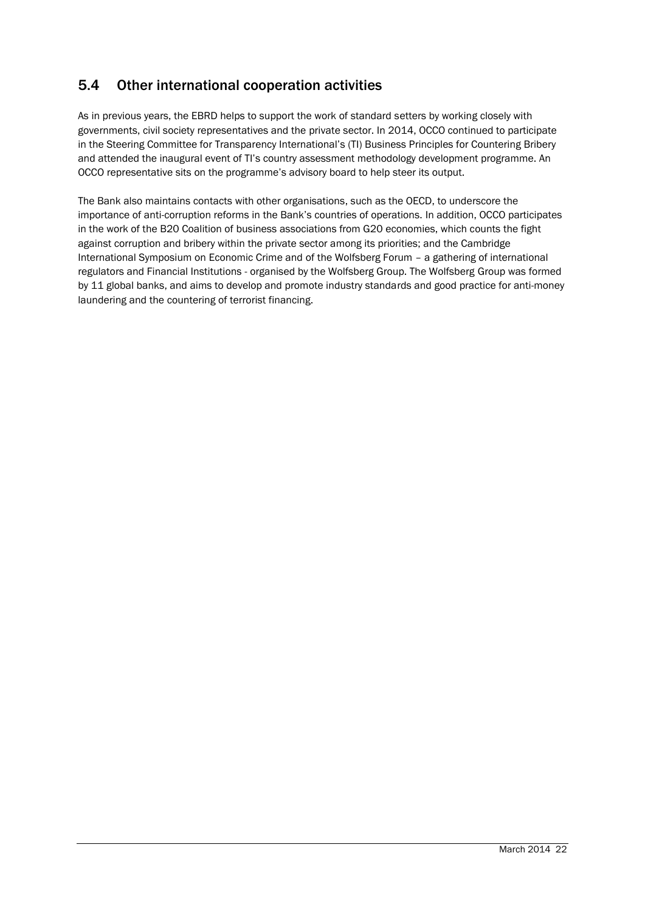## 5.4 Other international cooperation activities

As in previous years, the EBRD helps to support the work of standard setters by working closely with governments, civil society representatives and the private sector. In 2014, OCCO continued to participate in the Steering Committee for Transparency International's (TI) Business Principles for Countering Bribery and attended the inaugural event of TI's country assessment methodology development programme. An OCCO representative sits on the programme's advisory board to help steer its output.

The Bank also maintains contacts with other organisations, such as the OECD, to underscore the importance of anti-corruption reforms in the Bank's countries of operations. In addition, OCCO participates in the work of the B20 Coalition of business associations from G20 economies, which counts the fight against corruption and bribery within the private sector among its priorities; and the Cambridge International Symposium on Economic Crime and of the Wolfsberg Forum – a gathering of international regulators and Financial Institutions - organised by the Wolfsberg Group. The Wolfsberg Group was formed by 11 global banks, and aims to develop and promote industry standards and good practice for anti-money laundering and the countering of terrorist financing.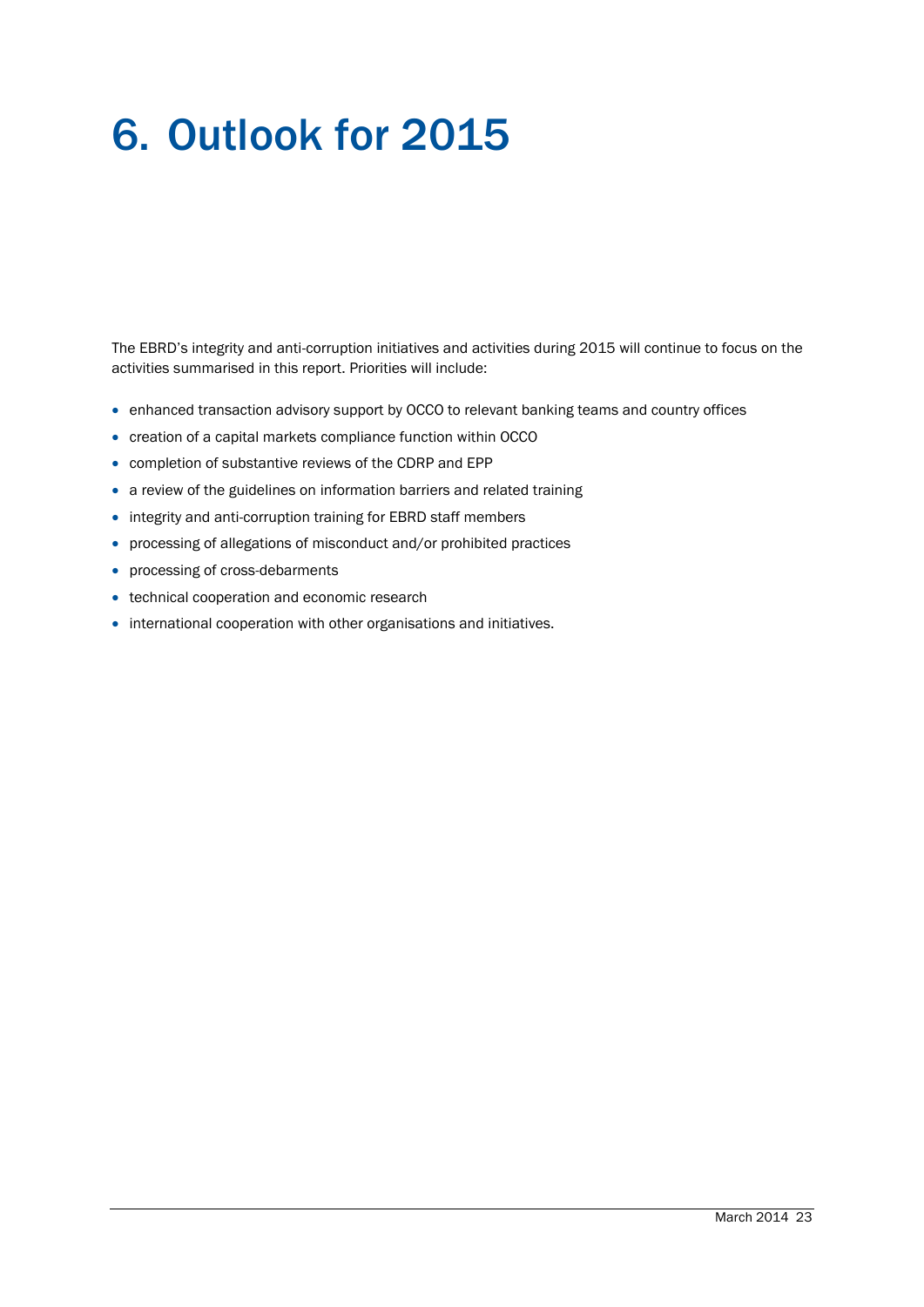# 6. Outlook for 2015

The EBRD's integrity and anti-corruption initiatives and activities during 2015 will continue to focus on the activities summarised in this report. Priorities will include:

- enhanced transaction advisory support by OCCO to relevant banking teams and country offices
- creation of a capital markets compliance function within OCCO
- completion of substantive reviews of the CDRP and EPP
- a review of the guidelines on information barriers and related training
- integrity and anti-corruption training for EBRD staff members
- processing of allegations of misconduct and/or prohibited practices
- processing of cross-debarments
- technical cooperation and economic research
- international cooperation with other organisations and initiatives.